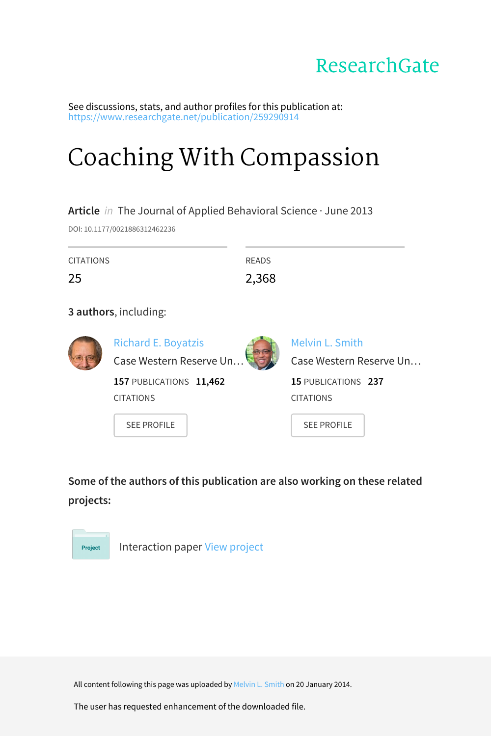ResearchGate

See discussions, stats, and author profiles for this publication at: https://www.researchgate.net/publication/259290914

# Coaching With Compassion

**Article** *in* The Journal of Applied Behavioral Science · June 2013

DOI: 10.1177/0021886312462236

| CITATIONS | READS |
| --- | --- |
| 25 | 2,368 |

**3 authors**, including:

**Richard E. Boyatzis**
Case Western Reserve Un…
**157** PUBLICATIONS **11,462** CITATIONS
SEE PROFILE

**Melvin L. Smith**
Case Western Reserve Un…
**15** PUBLICATIONS **237** CITATIONS
SEE PROFILE

**Some of the authors of this publication are also working on these related projects:**

Project: Interaction paper View project

All content following this page was uploaded by Melvin L. Smith on 20 January 2014.

The user has requested enhancement of the downloaded file.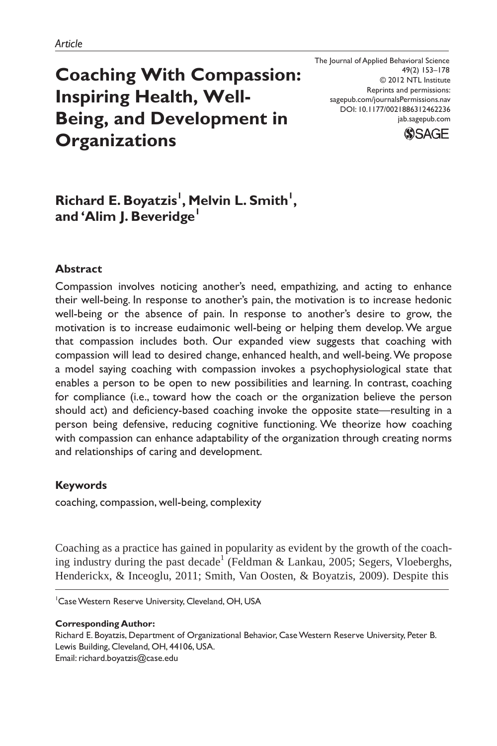*Article*

# Coaching With Compassion: Inspiring Health, Well-Being, and Development in Organizations

**Richard E. Boyatzis[1], Melvin L. Smith[1], and 'Alim J. Beveridge[1]**

## Abstract

Compassion involves noticing another's need, empathizing, and acting to enhance their well-being. In response to another's pain, the motivation is to increase hedonic well-being or the absence of pain. In response to another's desire to grow, the motivation is to increase eudaimonic well-being or helping them develop. We argue that compassion includes both. Our expanded view suggests that coaching with compassion will lead to desired change, enhanced health, and well-being. We propose a model saying coaching with compassion invokes a psychophysiological state that enables a person to be open to new possibilities and learning. In contrast, coaching for compliance (i.e., toward how the coach or the organization believe the person should act) and deficiency-based coaching invoke the opposite state—resulting in a person being defensive, reducing cognitive functioning. We theorize how coaching with compassion can enhance adaptability of the organization through creating norms and relationships of caring and development.

## Keywords

coaching, compassion, well-being, complexity

Coaching as a practice has gained in popularity as evident by the growth of the coaching industry during the past decade[1] (Feldman & Lankau, 2005; Segers, Vloeberghs, Henderickx, & Inceoglu, 2011; Smith, Van Oosten, & Boyatzis, 2009). Despite this

[1]Case Western Reserve University, Cleveland, OH, USA

**Corresponding Author:**
Richard E. Boyatzis, Department of Organizational Behavior, Case Western Reserve University, Peter B. Lewis Building, Cleveland, OH, 44106, USA.
Email: richard.boyatzis@case.edu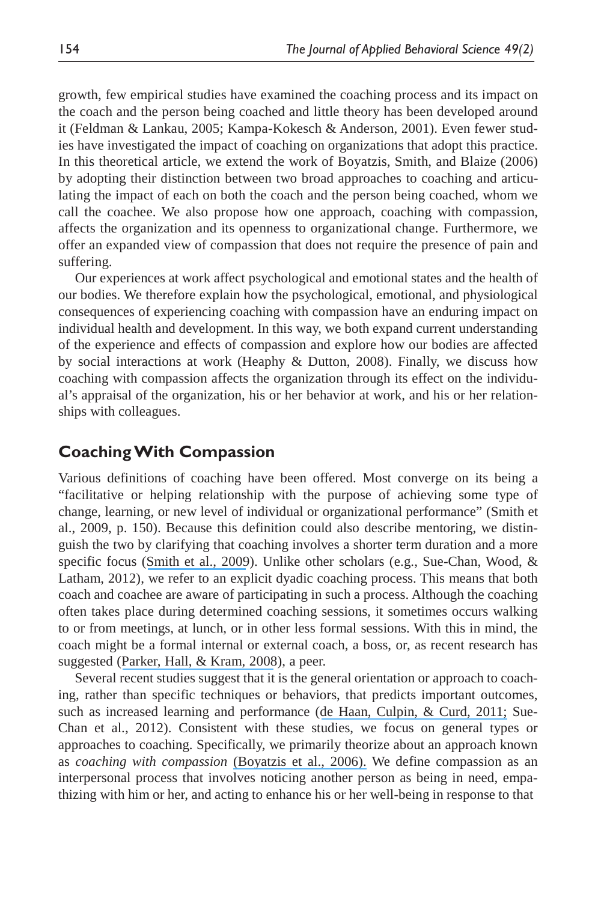growth, few empirical studies have examined the coaching process and its impact on the coach and the person being coached and little theory has been developed around it (Feldman & Lankau, 2005; Kampa-Kokesch & Anderson, 2001). Even fewer studies have investigated the impact of coaching on organizations that adopt this practice. In this theoretical article, we extend the work of Boyatzis, Smith, and Blaize (2006) by adopting their distinction between two broad approaches to coaching and articulating the impact of each on both the coach and the person being coached, whom we call the coachee. We also propose how one approach, coaching with compassion, affects the organization and its openness to organizational change. Furthermore, we offer an expanded view of compassion that does not require the presence of pain and suffering.

Our experiences at work affect psychological and emotional states and the health of our bodies. We therefore explain how the psychological, emotional, and physiological consequences of experiencing coaching with compassion have an enduring impact on individual health and development. In this way, we both expand current understanding of the experience and effects of compassion and explore how our bodies are affected by social interactions at work (Heaphy & Dutton, 2008). Finally, we discuss how coaching with compassion affects the organization through its effect on the individual's appraisal of the organization, his or her behavior at work, and his or her relationships with colleagues.

## Coaching With Compassion

Various definitions of coaching have been offered. Most converge on its being a "facilitative or helping relationship with the purpose of achieving some type of change, learning, or new level of individual or organizational performance" (Smith et al., 2009, p. 150). Because this definition could also describe mentoring, we distinguish the two by clarifying that coaching involves a shorter term duration and a more specific focus (Smith et al., 2009). Unlike other scholars (e.g., Sue-Chan, Wood, & Latham, 2012), we refer to an explicit dyadic coaching process. This means that both coach and coachee are aware of participating in such a process. Although the coaching often takes place during determined coaching sessions, it sometimes occurs walking to or from meetings, at lunch, or in other less formal sessions. With this in mind, the coach might be a formal internal or external coach, a boss, or, as recent research has suggested (Parker, Hall, & Kram, 2008), a peer.

Several recent studies suggest that it is the general orientation or approach to coaching, rather than specific techniques or behaviors, that predicts important outcomes, such as increased learning and performance (de Haan, Culpin, & Curd, 2011; Sue-Chan et al., 2012). Consistent with these studies, we focus on general types or approaches to coaching. Specifically, we primarily theorize about an approach known as *coaching with compassion* (Boyatzis et al., 2006). We define compassion as an interpersonal process that involves noticing another person as being in need, empathizing with him or her, and acting to enhance his or her well-being in response to that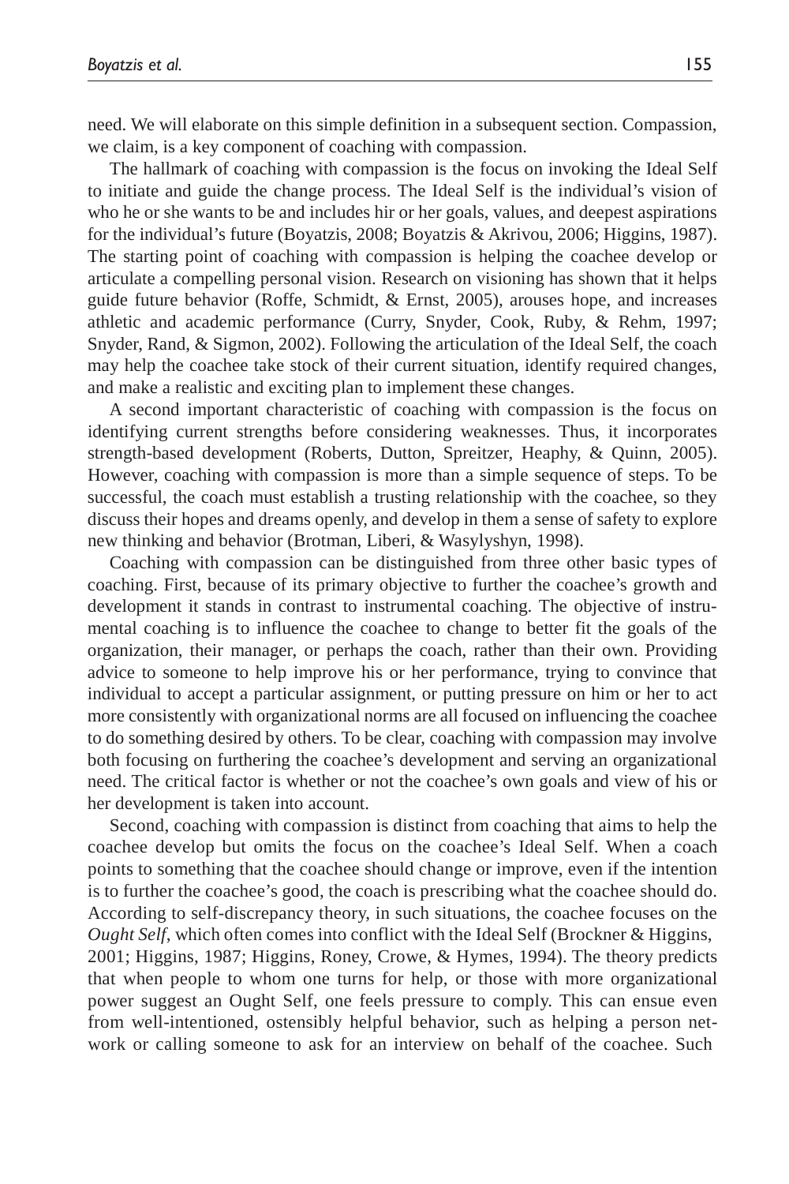need. We will elaborate on this simple definition in a subsequent section. Compassion, we claim, is a key component of coaching with compassion.

The hallmark of coaching with compassion is the focus on invoking the Ideal Self to initiate and guide the change process. The Ideal Self is the individual's vision of who he or she wants to be and includes hir or her goals, values, and deepest aspirations for the individual's future (Boyatzis, 2008; Boyatzis & Akrivou, 2006; Higgins, 1987). The starting point of coaching with compassion is helping the coachee develop or articulate a compelling personal vision. Research on visioning has shown that it helps guide future behavior (Roffe, Schmidt, & Ernst, 2005), arouses hope, and increases athletic and academic performance (Curry, Snyder, Cook, Ruby, & Rehm, 1997; Snyder, Rand, & Sigmon, 2002). Following the articulation of the Ideal Self, the coach may help the coachee take stock of their current situation, identify required changes, and make a realistic and exciting plan to implement these changes.

A second important characteristic of coaching with compassion is the focus on identifying current strengths before considering weaknesses. Thus, it incorporates strength-based development (Roberts, Dutton, Spreitzer, Heaphy, & Quinn, 2005). However, coaching with compassion is more than a simple sequence of steps. To be successful, the coach must establish a trusting relationship with the coachee, so they discuss their hopes and dreams openly, and develop in them a sense of safety to explore new thinking and behavior (Brotman, Liberi, & Wasylyshyn, 1998).

Coaching with compassion can be distinguished from three other basic types of coaching. First, because of its primary objective to further the coachee's growth and development it stands in contrast to instrumental coaching. The objective of instrumental coaching is to influence the coachee to change to better fit the goals of the organization, their manager, or perhaps the coach, rather than their own. Providing advice to someone to help improve his or her performance, trying to convince that individual to accept a particular assignment, or putting pressure on him or her to act more consistently with organizational norms are all focused on influencing the coachee to do something desired by others. To be clear, coaching with compassion may involve both focusing on furthering the coachee's development and serving an organizational need. The critical factor is whether or not the coachee's own goals and view of his or her development is taken into account.

Second, coaching with compassion is distinct from coaching that aims to help the coachee develop but omits the focus on the coachee's Ideal Self. When a coach points to something that the coachee should change or improve, even if the intention is to further the coachee's good, the coach is prescribing what the coachee should do. According to self-discrepancy theory, in such situations, the coachee focuses on the *Ought Self*, which often comes into conflict with the Ideal Self (Brockner & Higgins, 2001; Higgins, 1987; Higgins, Roney, Crowe, & Hymes, 1994). The theory predicts that when people to whom one turns for help, or those with more organizational power suggest an Ought Self, one feels pressure to comply. This can ensue even from well-intentioned, ostensibly helpful behavior, such as helping a person network or calling someone to ask for an interview on behalf of the coachee. Such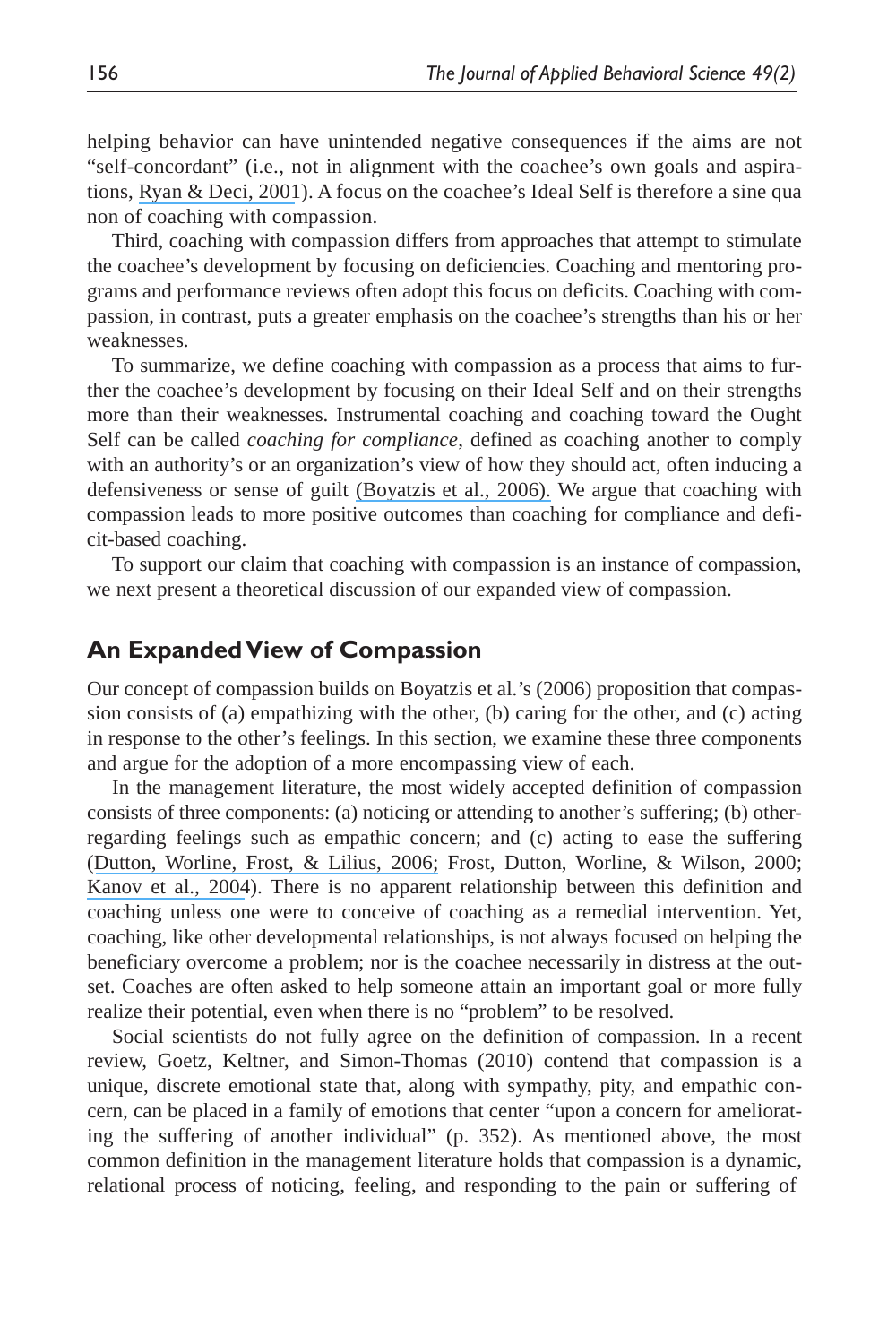helping behavior can have unintended negative consequences if the aims are not "self-concordant" (i.e., not in alignment with the coachee's own goals and aspirations, Ryan & Deci, 2001). A focus on the coachee's Ideal Self is therefore a sine qua non of coaching with compassion.

Third, coaching with compassion differs from approaches that attempt to stimulate the coachee's development by focusing on deficiencies. Coaching and mentoring programs and performance reviews often adopt this focus on deficits. Coaching with compassion, in contrast, puts a greater emphasis on the coachee's strengths than his or her weaknesses.

To summarize, we define coaching with compassion as a process that aims to further the coachee's development by focusing on their Ideal Self and on their strengths more than their weaknesses. Instrumental coaching and coaching toward the Ought Self can be called *coaching for compliance*, defined as coaching another to comply with an authority's or an organization's view of how they should act, often inducing a defensiveness or sense of guilt (Boyatzis et al., 2006). We argue that coaching with compassion leads to more positive outcomes than coaching for compliance and deficit-based coaching.

To support our claim that coaching with compassion is an instance of compassion, we next present a theoretical discussion of our expanded view of compassion.

## An Expanded View of Compassion

Our concept of compassion builds on Boyatzis et al.'s (2006) proposition that compassion consists of (a) empathizing with the other, (b) caring for the other, and (c) acting in response to the other's feelings. In this section, we examine these three components and argue for the adoption of a more encompassing view of each.

In the management literature, the most widely accepted definition of compassion consists of three components: (a) noticing or attending to another's suffering; (b) other-regarding feelings such as empathic concern; and (c) acting to ease the suffering (Dutton, Worline, Frost, & Lilius, 2006; Frost, Dutton, Worline, & Wilson, 2000; Kanov et al., 2004). There is no apparent relationship between this definition and coaching unless one were to conceive of coaching as a remedial intervention. Yet, coaching, like other developmental relationships, is not always focused on helping the beneficiary overcome a problem; nor is the coachee necessarily in distress at the outset. Coaches are often asked to help someone attain an important goal or more fully realize their potential, even when there is no "problem" to be resolved.

Social scientists do not fully agree on the definition of compassion. In a recent review, Goetz, Keltner, and Simon-Thomas (2010) contend that compassion is a unique, discrete emotional state that, along with sympathy, pity, and empathic concern, can be placed in a family of emotions that center "upon a concern for ameliorating the suffering of another individual" (p. 352). As mentioned above, the most common definition in the management literature holds that compassion is a dynamic, relational process of noticing, feeling, and responding to the pain or suffering of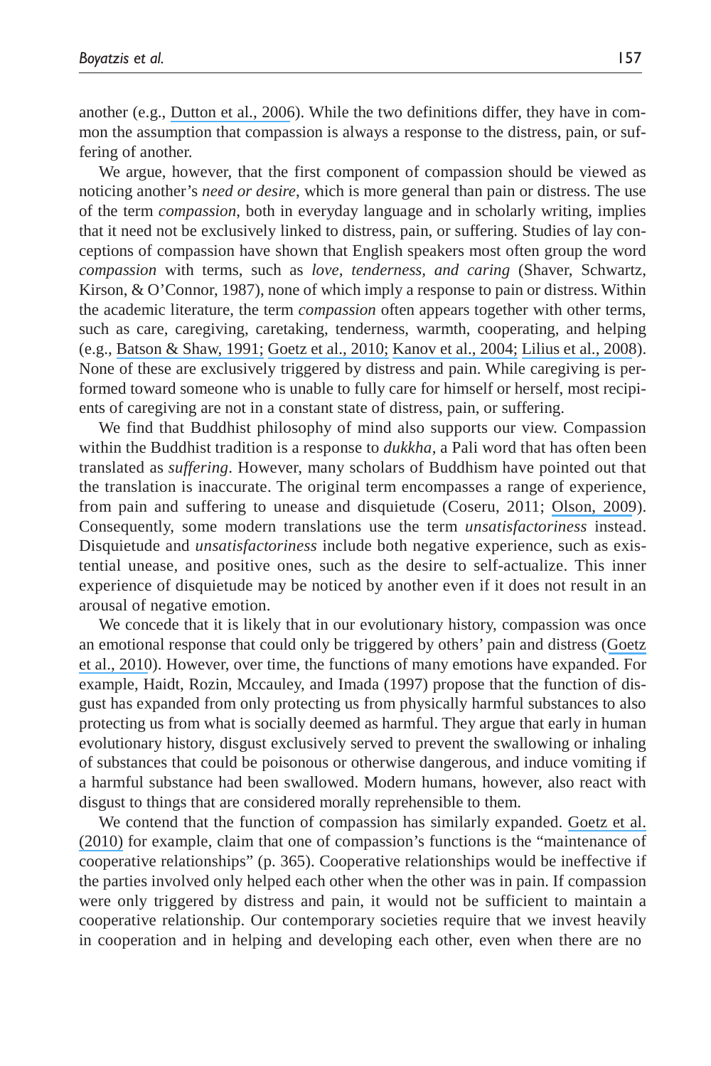another (e.g., Dutton et al., 2006). While the two definitions differ, they have in common the assumption that compassion is always a response to the distress, pain, or suffering of another.

We argue, however, that the first component of compassion should be viewed as noticing another's *need or desire*, which is more general than pain or distress. The use of the term *compassion*, both in everyday language and in scholarly writing, implies that it need not be exclusively linked to distress, pain, or suffering. Studies of lay conceptions of compassion have shown that English speakers most often group the word *compassion* with terms, such as *love, tenderness, and caring* (Shaver, Schwartz, Kirson, & O'Connor, 1987), none of which imply a response to pain or distress. Within the academic literature, the term *compassion* often appears together with other terms, such as care, caregiving, caretaking, tenderness, warmth, cooperating, and helping (e.g., Batson & Shaw, 1991; Goetz et al., 2010; Kanov et al., 2004; Lilius et al., 2008). None of these are exclusively triggered by distress and pain. While caregiving is performed toward someone who is unable to fully care for himself or herself, most recipients of caregiving are not in a constant state of distress, pain, or suffering.

We find that Buddhist philosophy of mind also supports our view. Compassion within the Buddhist tradition is a response to *dukkha*, a Pali word that has often been translated as *suffering*. However, many scholars of Buddhism have pointed out that the translation is inaccurate. The original term encompasses a range of experience, from pain and suffering to unease and disquietude (Coseru, 2011; Olson, 2009). Consequently, some modern translations use the term *unsatisfactoriness* instead. Disquietude and *unsatisfactoriness* include both negative experience, such as existential unease, and positive ones, such as the desire to self-actualize. This inner experience of disquietude may be noticed by another even if it does not result in an arousal of negative emotion.

We concede that it is likely that in our evolutionary history, compassion was once an emotional response that could only be triggered by others' pain and distress (Goetz et al., 2010). However, over time, the functions of many emotions have expanded. For example, Haidt, Rozin, Mccauley, and Imada (1997) propose that the function of disgust has expanded from only protecting us from physically harmful substances to also protecting us from what is socially deemed as harmful. They argue that early in human evolutionary history, disgust exclusively served to prevent the swallowing or inhaling of substances that could be poisonous or otherwise dangerous, and induce vomiting if a harmful substance had been swallowed. Modern humans, however, also react with disgust to things that are considered morally reprehensible to them.

We contend that the function of compassion has similarly expanded. Goetz et al. (2010) for example, claim that one of compassion's functions is the "maintenance of cooperative relationships" (p. 365). Cooperative relationships would be ineffective if the parties involved only helped each other when the other was in pain. If compassion were only triggered by distress and pain, it would not be sufficient to maintain a cooperative relationship. Our contemporary societies require that we invest heavily in cooperation and in helping and developing each other, even when there are no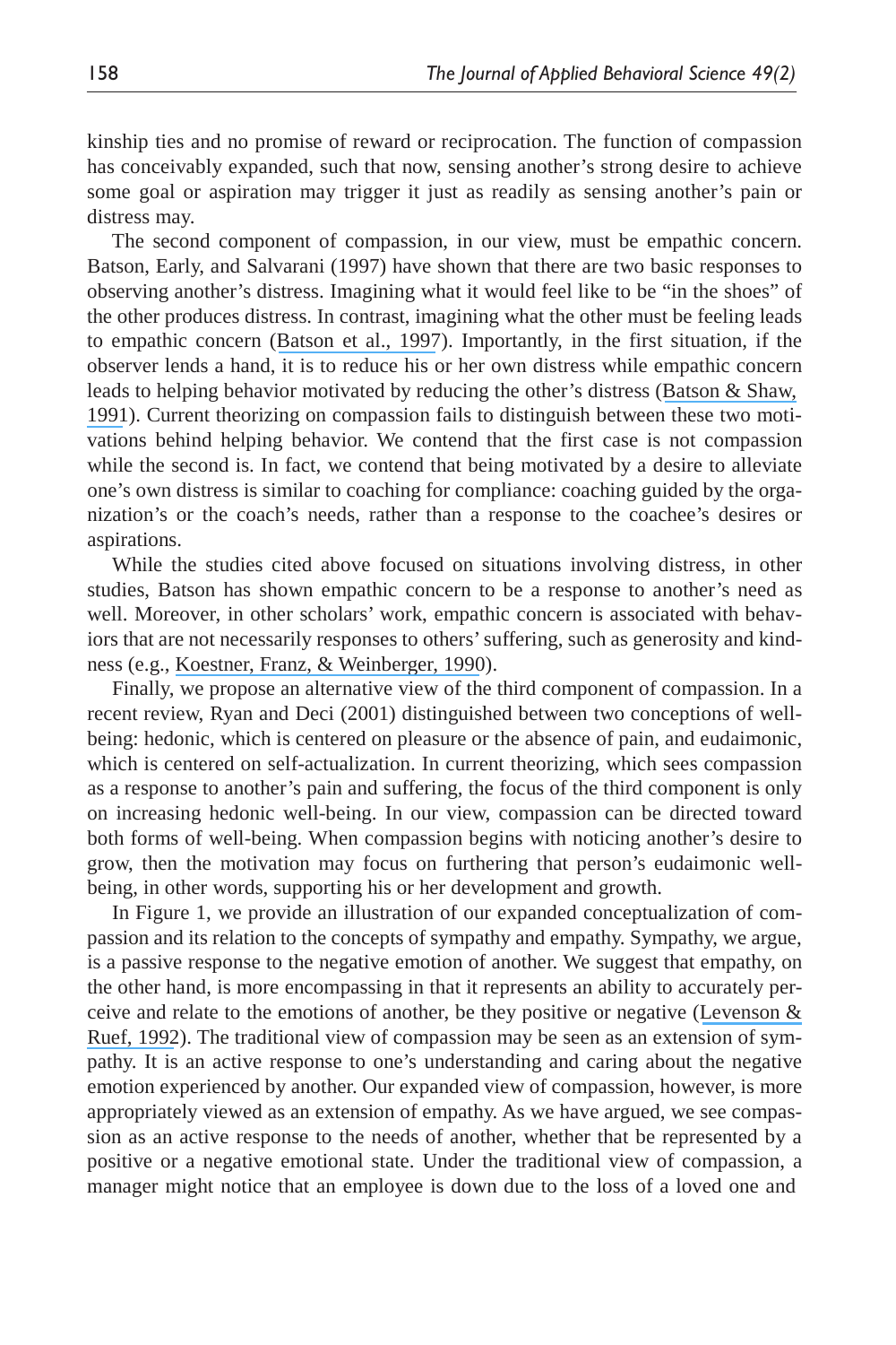kinship ties and no promise of reward or reciprocation. The function of compassion has conceivably expanded, such that now, sensing another's strong desire to achieve some goal or aspiration may trigger it just as readily as sensing another's pain or distress may.

The second component of compassion, in our view, must be empathic concern. Batson, Early, and Salvarani (1997) have shown that there are two basic responses to observing another's distress. Imagining what it would feel like to be "in the shoes" of the other produces distress. In contrast, imagining what the other must be feeling leads to empathic concern (Batson et al., 1997). Importantly, in the first situation, if the observer lends a hand, it is to reduce his or her own distress while empathic concern leads to helping behavior motivated by reducing the other's distress (Batson & Shaw, 1991). Current theorizing on compassion fails to distinguish between these two motivations behind helping behavior. We contend that the first case is not compassion while the second is. In fact, we contend that being motivated by a desire to alleviate one's own distress is similar to coaching for compliance: coaching guided by the organization's or the coach's needs, rather than a response to the coachee's desires or aspirations.

While the studies cited above focused on situations involving distress, in other studies, Batson has shown empathic concern to be a response to another's need as well. Moreover, in other scholars' work, empathic concern is associated with behaviors that are not necessarily responses to others' suffering, such as generosity and kindness (e.g., Koestner, Franz, & Weinberger, 1990).

Finally, we propose an alternative view of the third component of compassion. In a recent review, Ryan and Deci (2001) distinguished between two conceptions of well-being: hedonic, which is centered on pleasure or the absence of pain, and eudaimonic, which is centered on self-actualization. In current theorizing, which sees compassion as a response to another's pain and suffering, the focus of the third component is only on increasing hedonic well-being. In our view, compassion can be directed toward both forms of well-being. When compassion begins with noticing another's desire to grow, then the motivation may focus on furthering that person's eudaimonic well-being, in other words, supporting his or her development and growth.

In Figure 1, we provide an illustration of our expanded conceptualization of compassion and its relation to the concepts of sympathy and empathy. Sympathy, we argue, is a passive response to the negative emotion of another. We suggest that empathy, on the other hand, is more encompassing in that it represents an ability to accurately perceive and relate to the emotions of another, be they positive or negative (Levenson & Ruef, 1992). The traditional view of compassion may be seen as an extension of sympathy. It is an active response to one's understanding and caring about the negative emotion experienced by another. Our expanded view of compassion, however, is more appropriately viewed as an extension of empathy. As we have argued, we see compassion as an active response to the needs of another, whether that be represented by a positive or a negative emotional state. Under the traditional view of compassion, a manager might notice that an employee is down due to the loss of a loved one and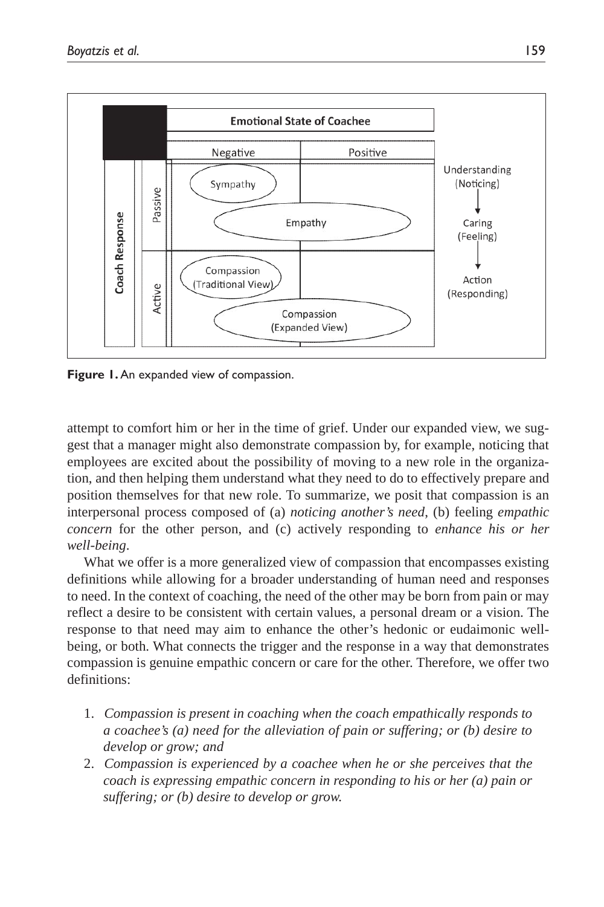| Coach Response | | Emotional State of Coachee: Negative | Emotional State of Coachee: Positive | |
|---|---|---|---|---|
| | Passive | Sympathy | | Understanding (Noticing) |
| | | Empathy | Empathy | ↓ Caring (Feeling) |
| | Active | Compassion (Traditional View) | | ↓ Action (Responding) |
| | | Compassion (Expanded View) | Compassion (Expanded View) | |

**Figure 1.** An expanded view of compassion.

attempt to comfort him or her in the time of grief. Under our expanded view, we suggest that a manager might also demonstrate compassion by, for example, noticing that employees are excited about the possibility of moving to a new role in the organization, and then helping them understand what they need to do to effectively prepare and position themselves for that new role. To summarize, we posit that compassion is an interpersonal process composed of (a) *noticing another's need*, (b) feeling *empathic concern* for the other person, and (c) actively responding to *enhance his or her well-being*.

What we offer is a more generalized view of compassion that encompasses existing definitions while allowing for a broader understanding of human need and responses to need. In the context of coaching, the need of the other may be born from pain or may reflect a desire to be consistent with certain values, a personal dream or a vision. The response to that need may aim to enhance the other's hedonic or eudaimonic well-being, or both. What connects the trigger and the response in a way that demonstrates compassion is genuine empathic concern or care for the other. Therefore, we offer two definitions:

1. *Compassion is present in coaching when the coach empathically responds to a coachee's (a) need for the alleviation of pain or suffering; or (b) desire to develop or grow; and*
2. *Compassion is experienced by a coachee when he or she perceives that the coach is expressing empathic concern in responding to his or her (a) pain or suffering; or (b) desire to develop or grow.*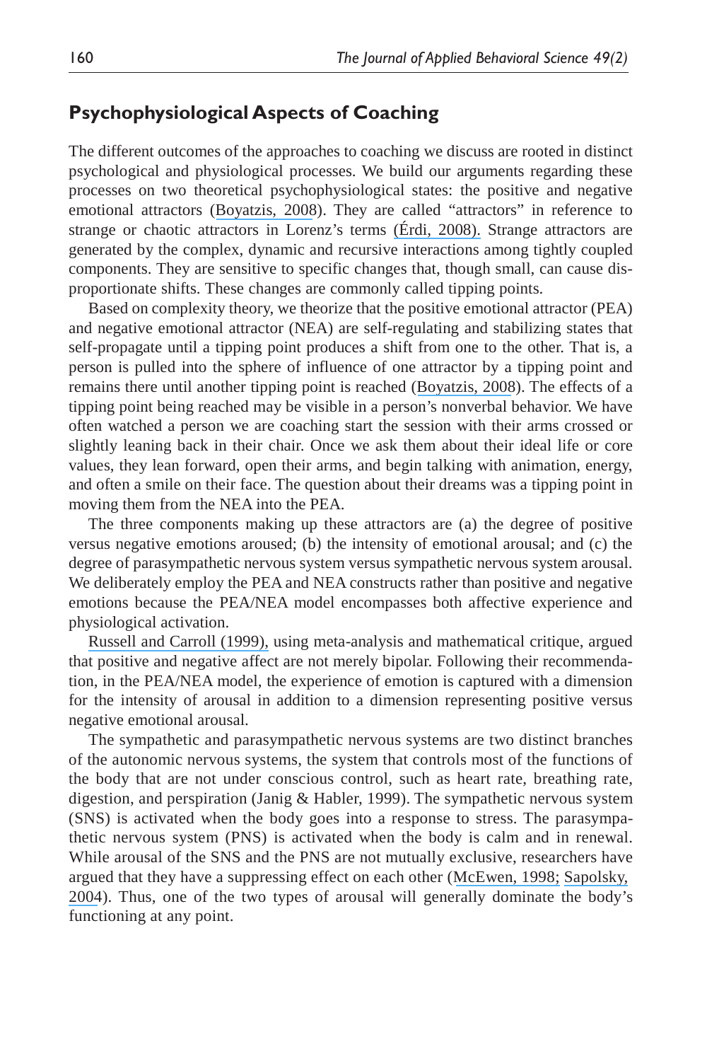## Psychophysiological Aspects of Coaching

The different outcomes of the approaches to coaching we discuss are rooted in distinct psychological and physiological processes. We build our arguments regarding these processes on two theoretical psychophysiological states: the positive and negative emotional attractors (Boyatzis, 2008). They are called "attractors" in reference to strange or chaotic attractors in Lorenz's terms (Érdi, 2008). Strange attractors are generated by the complex, dynamic and recursive interactions among tightly coupled components. They are sensitive to specific changes that, though small, can cause disproportionate shifts. These changes are commonly called tipping points.

Based on complexity theory, we theorize that the positive emotional attractor (PEA) and negative emotional attractor (NEA) are self-regulating and stabilizing states that self-propagate until a tipping point produces a shift from one to the other. That is, a person is pulled into the sphere of influence of one attractor by a tipping point and remains there until another tipping point is reached (Boyatzis, 2008). The effects of a tipping point being reached may be visible in a person's nonverbal behavior. We have often watched a person we are coaching start the session with their arms crossed or slightly leaning back in their chair. Once we ask them about their ideal life or core values, they lean forward, open their arms, and begin talking with animation, energy, and often a smile on their face. The question about their dreams was a tipping point in moving them from the NEA into the PEA.

The three components making up these attractors are (a) the degree of positive versus negative emotions aroused; (b) the intensity of emotional arousal; and (c) the degree of parasympathetic nervous system versus sympathetic nervous system arousal. We deliberately employ the PEA and NEA constructs rather than positive and negative emotions because the PEA/NEA model encompasses both affective experience and physiological activation.

Russell and Carroll (1999), using meta-analysis and mathematical critique, argued that positive and negative affect are not merely bipolar. Following their recommendation, in the PEA/NEA model, the experience of emotion is captured with a dimension for the intensity of arousal in addition to a dimension representing positive versus negative emotional arousal.

The sympathetic and parasympathetic nervous systems are two distinct branches of the autonomic nervous systems, the system that controls most of the functions of the body that are not under conscious control, such as heart rate, breathing rate, digestion, and perspiration (Janig & Habler, 1999). The sympathetic nervous system (SNS) is activated when the body goes into a response to stress. The parasympathetic nervous system (PNS) is activated when the body is calm and in renewal. While arousal of the SNS and the PNS are not mutually exclusive, researchers have argued that they have a suppressing effect on each other (McEwen, 1998; Sapolsky, 2004). Thus, one of the two types of arousal will generally dominate the body's functioning at any point.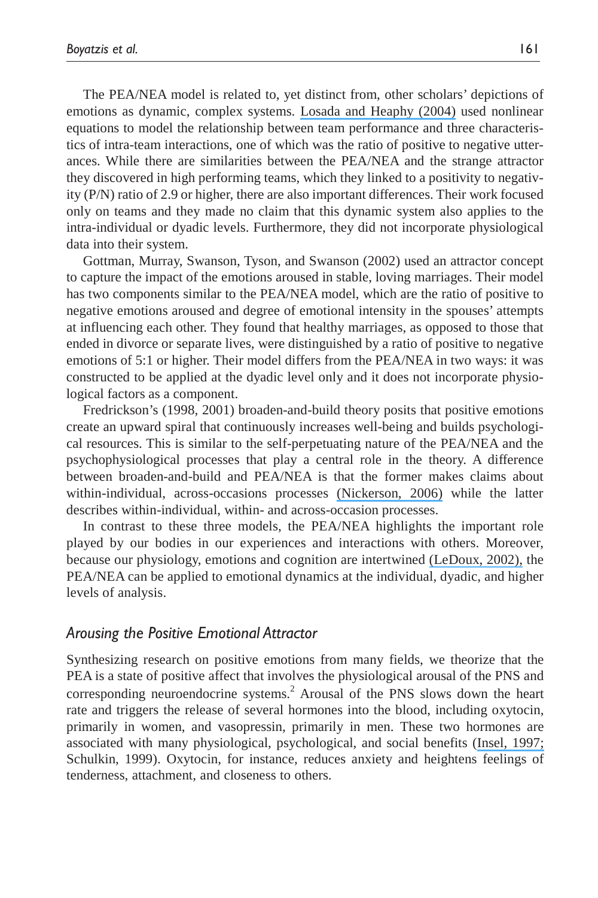The PEA/NEA model is related to, yet distinct from, other scholars' depictions of emotions as dynamic, complex systems. Losada and Heaphy (2004) used nonlinear equations to model the relationship between team performance and three characteristics of intra-team interactions, one of which was the ratio of positive to negative utterances. While there are similarities between the PEA/NEA and the strange attractor they discovered in high performing teams, which they linked to a positivity to negativity (P/N) ratio of 2.9 or higher, there are also important differences. Their work focused only on teams and they made no claim that this dynamic system also applies to the intra-individual or dyadic levels. Furthermore, they did not incorporate physiological data into their system.

Gottman, Murray, Swanson, Tyson, and Swanson (2002) used an attractor concept to capture the impact of the emotions aroused in stable, loving marriages. Their model has two components similar to the PEA/NEA model, which are the ratio of positive to negative emotions aroused and degree of emotional intensity in the spouses' attempts at influencing each other. They found that healthy marriages, as opposed to those that ended in divorce or separate lives, were distinguished by a ratio of positive to negative emotions of 5:1 or higher. Their model differs from the PEA/NEA in two ways: it was constructed to be applied at the dyadic level only and it does not incorporate physiological factors as a component.

Fredrickson's (1998, 2001) broaden-and-build theory posits that positive emotions create an upward spiral that continuously increases well-being and builds psychological resources. This is similar to the self-perpetuating nature of the PEA/NEA and the psychophysiological processes that play a central role in the theory. A difference between broaden-and-build and PEA/NEA is that the former makes claims about within-individual, across-occasions processes (Nickerson, 2006) while the latter describes within-individual, within- and across-occasion processes.

In contrast to these three models, the PEA/NEA highlights the important role played by our bodies in our experiences and interactions with others. Moreover, because our physiology, emotions and cognition are intertwined (LeDoux, 2002), the PEA/NEA can be applied to emotional dynamics at the individual, dyadic, and higher levels of analysis.

## *Arousing the Positive Emotional Attractor*

Synthesizing research on positive emotions from many fields, we theorize that the PEA is a state of positive affect that involves the physiological arousal of the PNS and corresponding neuroendocrine systems.[2] Arousal of the PNS slows down the heart rate and triggers the release of several hormones into the blood, including oxytocin, primarily in women, and vasopressin, primarily in men. These two hormones are associated with many physiological, psychological, and social benefits (Insel, 1997; Schulkin, 1999). Oxytocin, for instance, reduces anxiety and heightens feelings of tenderness, attachment, and closeness to others.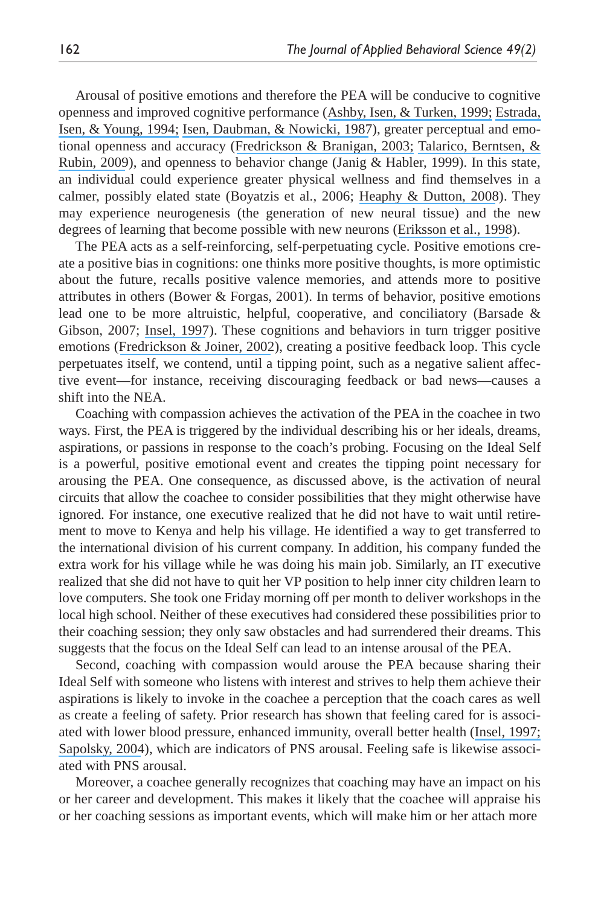Arousal of positive emotions and therefore the PEA will be conducive to cognitive openness and improved cognitive performance (Ashby, Isen, & Turken, 1999; Estrada, Isen, & Young, 1994; Isen, Daubman, & Nowicki, 1987), greater perceptual and emotional openness and accuracy (Fredrickson & Branigan, 2003; Talarico, Berntsen, & Rubin, 2009), and openness to behavior change (Janig & Habler, 1999). In this state, an individual could experience greater physical wellness and find themselves in a calmer, possibly elated state (Boyatzis et al., 2006; Heaphy & Dutton, 2008). They may experience neurogenesis (the generation of new neural tissue) and the new degrees of learning that become possible with new neurons (Eriksson et al., 1998).

The PEA acts as a self-reinforcing, self-perpetuating cycle. Positive emotions create a positive bias in cognitions: one thinks more positive thoughts, is more optimistic about the future, recalls positive valence memories, and attends more to positive attributes in others (Bower & Forgas, 2001). In terms of behavior, positive emotions lead one to be more altruistic, helpful, cooperative, and conciliatory (Barsade & Gibson, 2007; Insel, 1997). These cognitions and behaviors in turn trigger positive emotions (Fredrickson & Joiner, 2002), creating a positive feedback loop. This cycle perpetuates itself, we contend, until a tipping point, such as a negative salient affective event—for instance, receiving discouraging feedback or bad news—causes a shift into the NEA.

Coaching with compassion achieves the activation of the PEA in the coachee in two ways. First, the PEA is triggered by the individual describing his or her ideals, dreams, aspirations, or passions in response to the coach's probing. Focusing on the Ideal Self is a powerful, positive emotional event and creates the tipping point necessary for arousing the PEA. One consequence, as discussed above, is the activation of neural circuits that allow the coachee to consider possibilities that they might otherwise have ignored. For instance, one executive realized that he did not have to wait until retirement to move to Kenya and help his village. He identified a way to get transferred to the international division of his current company. In addition, his company funded the extra work for his village while he was doing his main job. Similarly, an IT executive realized that she did not have to quit her VP position to help inner city children learn to love computers. She took one Friday morning off per month to deliver workshops in the local high school. Neither of these executives had considered these possibilities prior to their coaching session; they only saw obstacles and had surrendered their dreams. This suggests that the focus on the Ideal Self can lead to an intense arousal of the PEA.

Second, coaching with compassion would arouse the PEA because sharing their Ideal Self with someone who listens with interest and strives to help them achieve their aspirations is likely to invoke in the coachee a perception that the coach cares as well as create a feeling of safety. Prior research has shown that feeling cared for is associated with lower blood pressure, enhanced immunity, overall better health (Insel, 1997; Sapolsky, 2004), which are indicators of PNS arousal. Feeling safe is likewise associated with PNS arousal.

Moreover, a coachee generally recognizes that coaching may have an impact on his or her career and development. This makes it likely that the coachee will appraise his or her coaching sessions as important events, which will make him or her attach more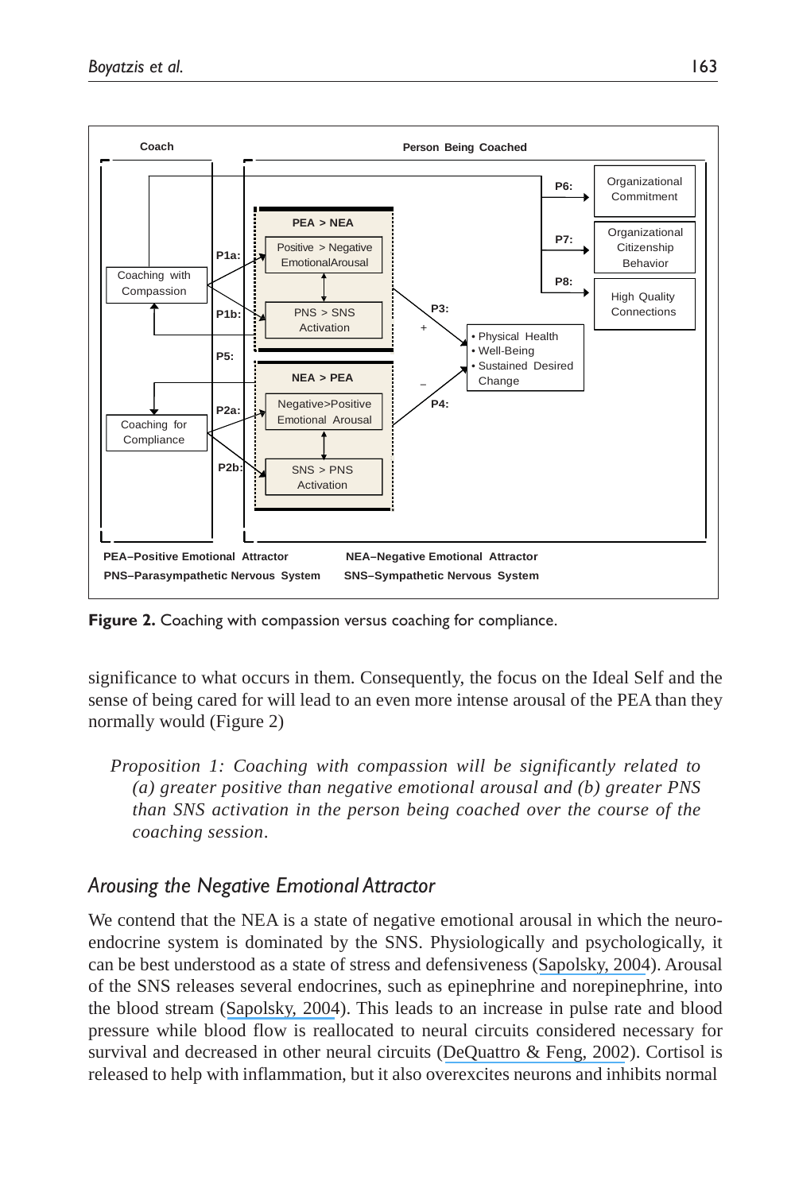**Figure 2.** Coaching with compassion versus coaching for compliance.

significance to what occurs in them. Consequently, the focus on the Ideal Self and the sense of being cared for will lead to an even more intense arousal of the PEA than they normally would (Figure 2)

> *Proposition 1: Coaching with compassion will be significantly related to (a) greater positive than negative emotional arousal and (b) greater PNS than SNS activation in the person being coached over the course of the coaching session.*

## Arousing the Negative Emotional Attractor

We contend that the NEA is a state of negative emotional arousal in which the neuroendocrine system is dominated by the SNS. Physiologically and psychologically, it can be best understood as a state of stress and defensiveness (Sapolsky, 2004). Arousal of the SNS releases several endocrines, such as epinephrine and norepinephrine, into the blood stream (Sapolsky, 2004). This leads to an increase in pulse rate and blood pressure while blood flow is reallocated to neural circuits considered necessary for survival and decreased in other neural circuits (DeQuattro & Feng, 2002). Cortisol is released to help with inflammation, but it also overexcites neurons and inhibits normal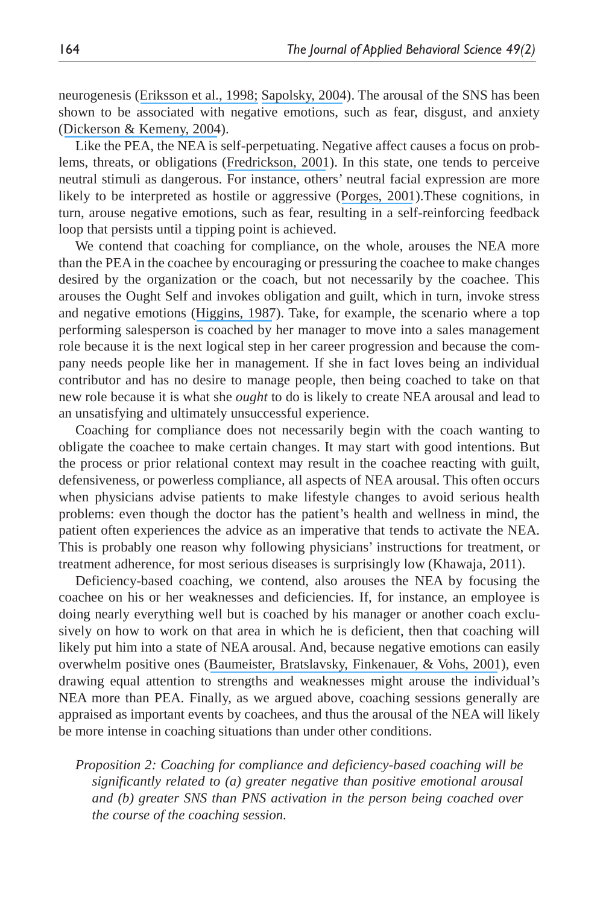neurogenesis (Eriksson et al., 1998; Sapolsky, 2004). The arousal of the SNS has been shown to be associated with negative emotions, such as fear, disgust, and anxiety (Dickerson & Kemeny, 2004).

Like the PEA, the NEA is self-perpetuating. Negative affect causes a focus on problems, threats, or obligations (Fredrickson, 2001). In this state, one tends to perceive neutral stimuli as dangerous. For instance, others' neutral facial expression are more likely to be interpreted as hostile or aggressive (Porges, 2001).These cognitions, in turn, arouse negative emotions, such as fear, resulting in a self-reinforcing feedback loop that persists until a tipping point is achieved.

We contend that coaching for compliance, on the whole, arouses the NEA more than the PEA in the coachee by encouraging or pressuring the coachee to make changes desired by the organization or the coach, but not necessarily by the coachee. This arouses the Ought Self and invokes obligation and guilt, which in turn, invoke stress and negative emotions (Higgins, 1987). Take, for example, the scenario where a top performing salesperson is coached by her manager to move into a sales management role because it is the next logical step in her career progression and because the company needs people like her in management. If she in fact loves being an individual contributor and has no desire to manage people, then being coached to take on that new role because it is what she *ought* to do is likely to create NEA arousal and lead to an unsatisfying and ultimately unsuccessful experience.

Coaching for compliance does not necessarily begin with the coach wanting to obligate the coachee to make certain changes. It may start with good intentions. But the process or prior relational context may result in the coachee reacting with guilt, defensiveness, or powerless compliance, all aspects of NEA arousal. This often occurs when physicians advise patients to make lifestyle changes to avoid serious health problems: even though the doctor has the patient's health and wellness in mind, the patient often experiences the advice as an imperative that tends to activate the NEA. This is probably one reason why following physicians' instructions for treatment, or treatment adherence, for most serious diseases is surprisingly low (Khawaja, 2011).

Deficiency-based coaching, we contend, also arouses the NEA by focusing the coachee on his or her weaknesses and deficiencies. If, for instance, an employee is doing nearly everything well but is coached by his manager or another coach exclusively on how to work on that area in which he is deficient, then that coaching will likely put him into a state of NEA arousal. And, because negative emotions can easily overwhelm positive ones (Baumeister, Bratslavsky, Finkenauer, & Vohs, 2001), even drawing equal attention to strengths and weaknesses might arouse the individual's NEA more than PEA. Finally, as we argued above, coaching sessions generally are appraised as important events by coachees, and thus the arousal of the NEA will likely be more intense in coaching situations than under other conditions.

*Proposition 2: Coaching for compliance and deficiency-based coaching will be significantly related to (a) greater negative than positive emotional arousal and (b) greater SNS than PNS activation in the person being coached over the course of the coaching session.*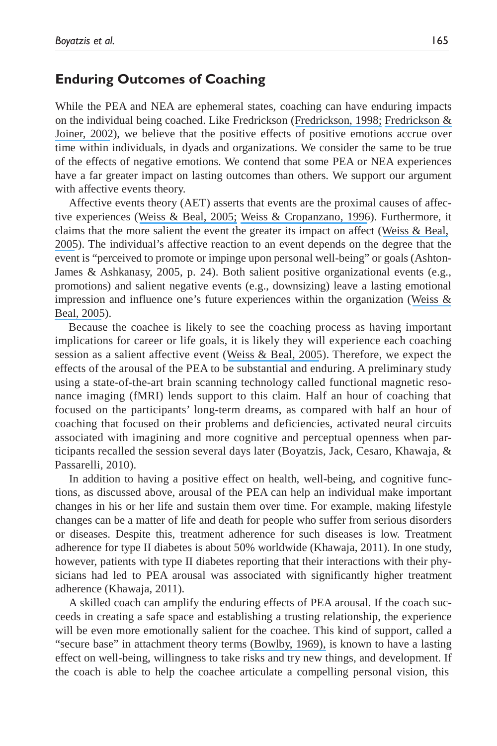## Enduring Outcomes of Coaching

While the PEA and NEA are ephemeral states, coaching can have enduring impacts on the individual being coached. Like Fredrickson (Fredrickson, 1998; Fredrickson & Joiner, 2002), we believe that the positive effects of positive emotions accrue over time within individuals, in dyads and organizations. We consider the same to be true of the effects of negative emotions. We contend that some PEA or NEA experiences have a far greater impact on lasting outcomes than others. We support our argument with affective events theory.

Affective events theory (AET) asserts that events are the proximal causes of affective experiences (Weiss & Beal, 2005; Weiss & Cropanzano, 1996). Furthermore, it claims that the more salient the event the greater its impact on affect (Weiss & Beal, 2005). The individual's affective reaction to an event depends on the degree that the event is "perceived to promote or impinge upon personal well-being" or goals (Ashton-James & Ashkanasy, 2005, p. 24). Both salient positive organizational events (e.g., promotions) and salient negative events (e.g., downsizing) leave a lasting emotional impression and influence one's future experiences within the organization (Weiss & Beal, 2005).

Because the coachee is likely to see the coaching process as having important implications for career or life goals, it is likely they will experience each coaching session as a salient affective event (Weiss & Beal, 2005). Therefore, we expect the effects of the arousal of the PEA to be substantial and enduring. A preliminary study using a state-of-the-art brain scanning technology called functional magnetic resonance imaging (fMRI) lends support to this claim. Half an hour of coaching that focused on the participants' long-term dreams, as compared with half an hour of coaching that focused on their problems and deficiencies, activated neural circuits associated with imagining and more cognitive and perceptual openness when participants recalled the session several days later (Boyatzis, Jack, Cesaro, Khawaja, & Passarelli, 2010).

In addition to having a positive effect on health, well-being, and cognitive functions, as discussed above, arousal of the PEA can help an individual make important changes in his or her life and sustain them over time. For example, making lifestyle changes can be a matter of life and death for people who suffer from serious disorders or diseases. Despite this, treatment adherence for such diseases is low. Treatment adherence for type II diabetes is about 50% worldwide (Khawaja, 2011). In one study, however, patients with type II diabetes reporting that their interactions with their physicians had led to PEA arousal was associated with significantly higher treatment adherence (Khawaja, 2011).

A skilled coach can amplify the enduring effects of PEA arousal. If the coach succeeds in creating a safe space and establishing a trusting relationship, the experience will be even more emotionally salient for the coachee. This kind of support, called a "secure base" in attachment theory terms (Bowlby, 1969), is known to have a lasting effect on well-being, willingness to take risks and try new things, and development. If the coach is able to help the coachee articulate a compelling personal vision, this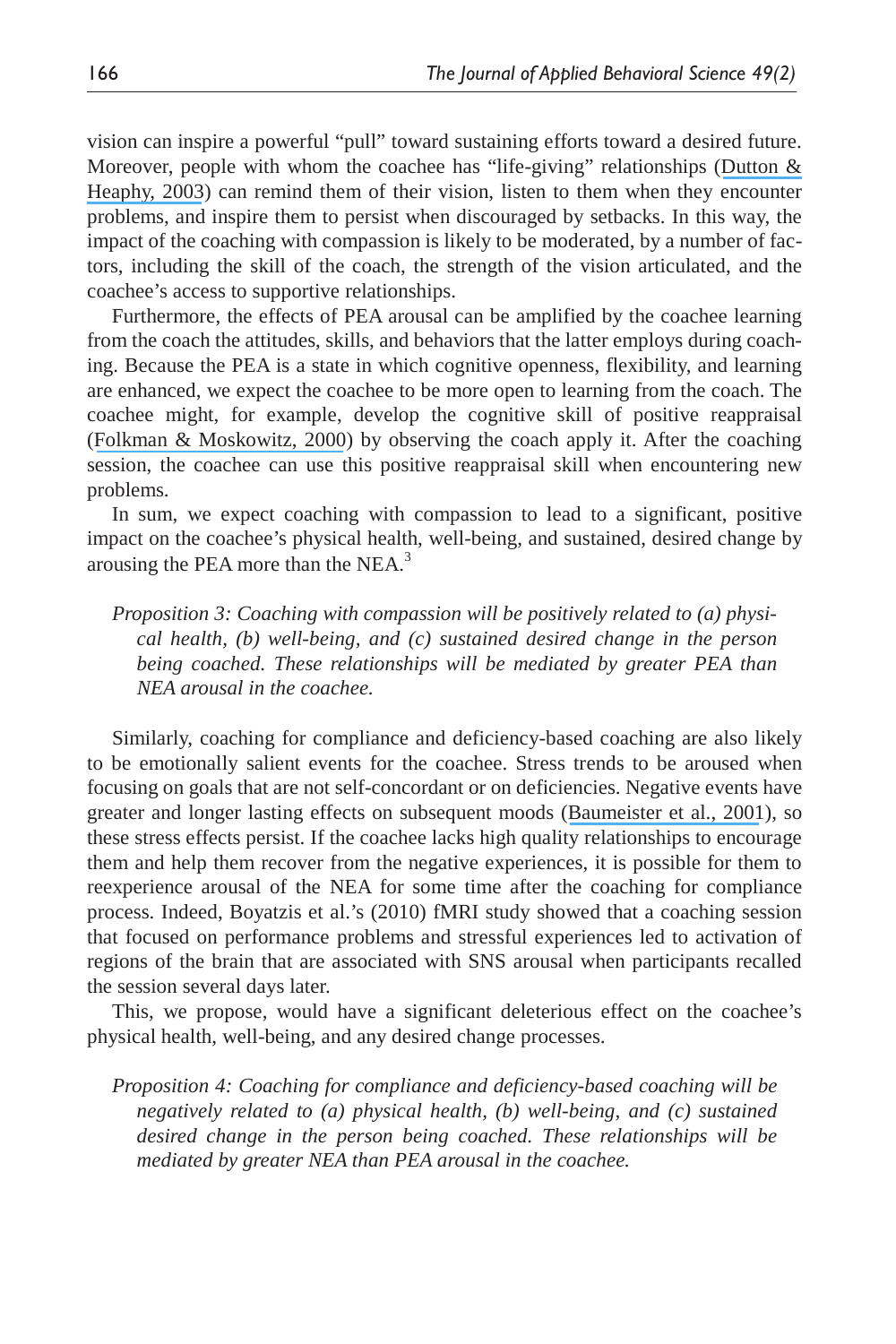vision can inspire a powerful "pull" toward sustaining efforts toward a desired future. Moreover, people with whom the coachee has "life-giving" relationships (Dutton & Heaphy, 2003) can remind them of their vision, listen to them when they encounter problems, and inspire them to persist when discouraged by setbacks. In this way, the impact of the coaching with compassion is likely to be moderated, by a number of factors, including the skill of the coach, the strength of the vision articulated, and the coachee's access to supportive relationships.

Furthermore, the effects of PEA arousal can be amplified by the coachee learning from the coach the attitudes, skills, and behaviors that the latter employs during coaching. Because the PEA is a state in which cognitive openness, flexibility, and learning are enhanced, we expect the coachee to be more open to learning from the coach. The coachee might, for example, develop the cognitive skill of positive reappraisal (Folkman & Moskowitz, 2000) by observing the coach apply it. After the coaching session, the coachee can use this positive reappraisal skill when encountering new problems.

In sum, we expect coaching with compassion to lead to a significant, positive impact on the coachee's physical health, well-being, and sustained, desired change by arousing the PEA more than the NEA.[3]

> *Proposition 3: Coaching with compassion will be positively related to (a) physical health, (b) well-being, and (c) sustained desired change in the person being coached. These relationships will be mediated by greater PEA than NEA arousal in the coachee.*

Similarly, coaching for compliance and deficiency-based coaching are also likely to be emotionally salient events for the coachee. Stress trends to be aroused when focusing on goals that are not self-concordant or on deficiencies. Negative events have greater and longer lasting effects on subsequent moods (Baumeister et al., 2001), so these stress effects persist. If the coachee lacks high quality relationships to encourage them and help them recover from the negative experiences, it is possible for them to reexperience arousal of the NEA for some time after the coaching for compliance process. Indeed, Boyatzis et al.'s (2010) fMRI study showed that a coaching session that focused on performance problems and stressful experiences led to activation of regions of the brain that are associated with SNS arousal when participants recalled the session several days later.

This, we propose, would have a significant deleterious effect on the coachee's physical health, well-being, and any desired change processes.

> *Proposition 4: Coaching for compliance and deficiency-based coaching will be negatively related to (a) physical health, (b) well-being, and (c) sustained desired change in the person being coached. These relationships will be mediated by greater NEA than PEA arousal in the coachee.*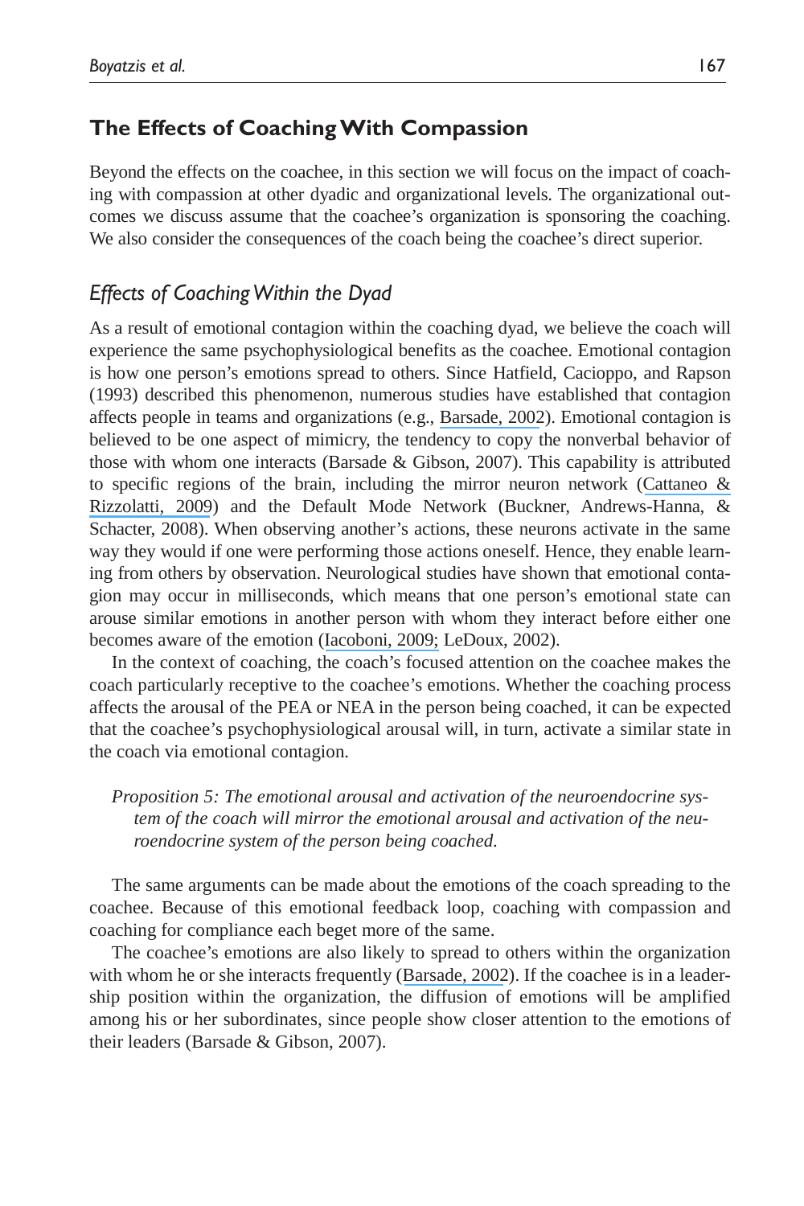## The Effects of Coaching With Compassion

Beyond the effects on the coachee, in this section we will focus on the impact of coaching with compassion at other dyadic and organizational levels. The organizational outcomes we discuss assume that the coachee's organization is sponsoring the coaching. We also consider the consequences of the coach being the coachee's direct superior.

### *Effects of Coaching Within the Dyad*

As a result of emotional contagion within the coaching dyad, we believe the coach will experience the same psychophysiological benefits as the coachee. Emotional contagion is how one person's emotions spread to others. Since Hatfield, Cacioppo, and Rapson (1993) described this phenomenon, numerous studies have established that contagion affects people in teams and organizations (e.g., Barsade, 2002). Emotional contagion is believed to be one aspect of mimicry, the tendency to copy the nonverbal behavior of those with whom one interacts (Barsade & Gibson, 2007). This capability is attributed to specific regions of the brain, including the mirror neuron network (Cattaneo & Rizzolatti, 2009) and the Default Mode Network (Buckner, Andrews-Hanna, & Schacter, 2008). When observing another's actions, these neurons activate in the same way they would if one were performing those actions oneself. Hence, they enable learning from others by observation. Neurological studies have shown that emotional contagion may occur in milliseconds, which means that one person's emotional state can arouse similar emotions in another person with whom they interact before either one becomes aware of the emotion (Iacoboni, 2009; LeDoux, 2002).

In the context of coaching, the coach's focused attention on the coachee makes the coach particularly receptive to the coachee's emotions. Whether the coaching process affects the arousal of the PEA or NEA in the person being coached, it can be expected that the coachee's psychophysiological arousal will, in turn, activate a similar state in the coach via emotional contagion.

> *Proposition 5: The emotional arousal and activation of the neuroendocrine system of the coach will mirror the emotional arousal and activation of the neuroendocrine system of the person being coached.*

The same arguments can be made about the emotions of the coach spreading to the coachee. Because of this emotional feedback loop, coaching with compassion and coaching for compliance each beget more of the same.

The coachee's emotions are also likely to spread to others within the organization with whom he or she interacts frequently (Barsade, 2002). If the coachee is in a leadership position within the organization, the diffusion of emotions will be amplified among his or her subordinates, since people show closer attention to the emotions of their leaders (Barsade & Gibson, 2007).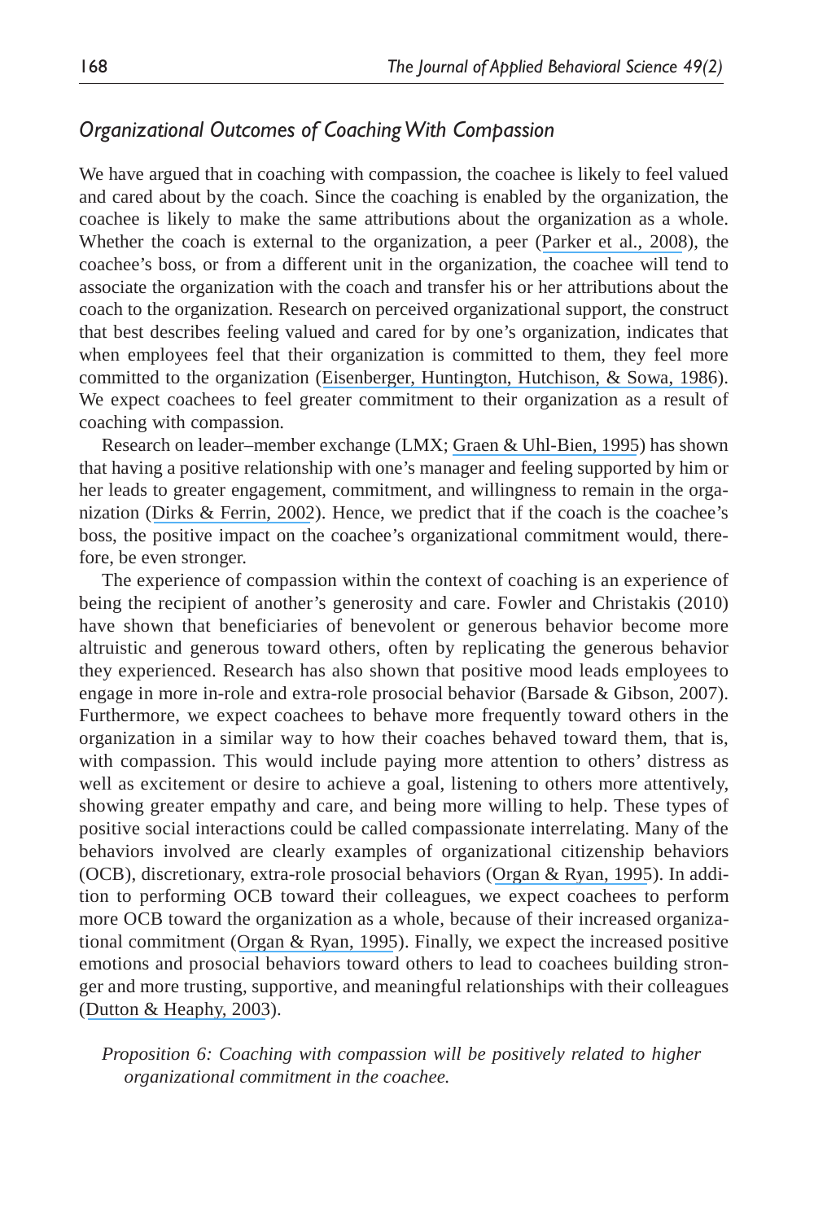### *Organizational Outcomes of Coaching With Compassion*

We have argued that in coaching with compassion, the coachee is likely to feel valued and cared about by the coach. Since the coaching is enabled by the organization, the coachee is likely to make the same attributions about the organization as a whole. Whether the coach is external to the organization, a peer (Parker et al., 2008), the coachee's boss, or from a different unit in the organization, the coachee will tend to associate the organization with the coach and transfer his or her attributions about the coach to the organization. Research on perceived organizational support, the construct that best describes feeling valued and cared for by one's organization, indicates that when employees feel that their organization is committed to them, they feel more committed to the organization (Eisenberger, Huntington, Hutchison, & Sowa, 1986). We expect coachees to feel greater commitment to their organization as a result of coaching with compassion.

Research on leader–member exchange (LMX; Graen & Uhl-Bien, 1995) has shown that having a positive relationship with one's manager and feeling supported by him or her leads to greater engagement, commitment, and willingness to remain in the organization (Dirks & Ferrin, 2002). Hence, we predict that if the coach is the coachee's boss, the positive impact on the coachee's organizational commitment would, therefore, be even stronger.

The experience of compassion within the context of coaching is an experience of being the recipient of another's generosity and care. Fowler and Christakis (2010) have shown that beneficiaries of benevolent or generous behavior become more altruistic and generous toward others, often by replicating the generous behavior they experienced. Research has also shown that positive mood leads employees to engage in more in-role and extra-role prosocial behavior (Barsade & Gibson, 2007). Furthermore, we expect coachees to behave more frequently toward others in the organization in a similar way to how their coaches behaved toward them, that is, with compassion. This would include paying more attention to others' distress as well as excitement or desire to achieve a goal, listening to others more attentively, showing greater empathy and care, and being more willing to help. These types of positive social interactions could be called compassionate interrelating. Many of the behaviors involved are clearly examples of organizational citizenship behaviors (OCB), discretionary, extra-role prosocial behaviors (Organ & Ryan, 1995). In addition to performing OCB toward their colleagues, we expect coachees to perform more OCB toward the organization as a whole, because of their increased organizational commitment (Organ & Ryan, 1995). Finally, we expect the increased positive emotions and prosocial behaviors toward others to lead to coachees building stronger and more trusting, supportive, and meaningful relationships with their colleagues (Dutton & Heaphy, 2003).

*Proposition 6: Coaching with compassion will be positively related to higher organizational commitment in the coachee.*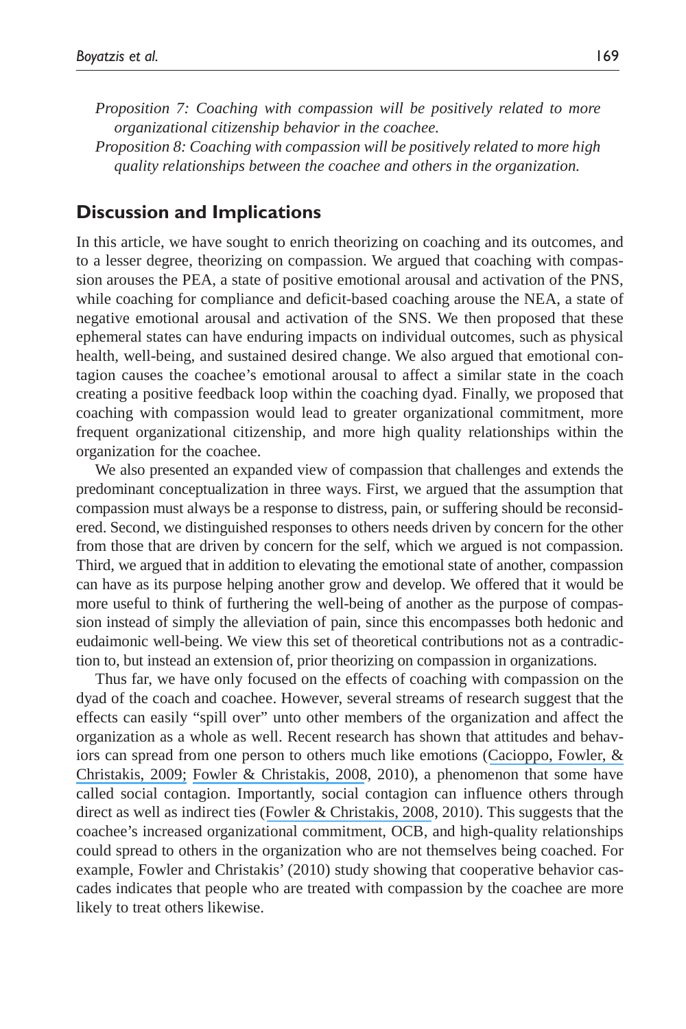*Proposition 7: Coaching with compassion will be positively related to more organizational citizenship behavior in the coachee.*

*Proposition 8: Coaching with compassion will be positively related to more high quality relationships between the coachee and others in the organization.*

## Discussion and Implications

In this article, we have sought to enrich theorizing on coaching and its outcomes, and to a lesser degree, theorizing on compassion. We argued that coaching with compassion arouses the PEA, a state of positive emotional arousal and activation of the PNS, while coaching for compliance and deficit-based coaching arouse the NEA, a state of negative emotional arousal and activation of the SNS. We then proposed that these ephemeral states can have enduring impacts on individual outcomes, such as physical health, well-being, and sustained desired change. We also argued that emotional contagion causes the coachee's emotional arousal to affect a similar state in the coach creating a positive feedback loop within the coaching dyad. Finally, we proposed that coaching with compassion would lead to greater organizational commitment, more frequent organizational citizenship, and more high quality relationships within the organization for the coachee.

We also presented an expanded view of compassion that challenges and extends the predominant conceptualization in three ways. First, we argued that the assumption that compassion must always be a response to distress, pain, or suffering should be reconsidered. Second, we distinguished responses to others needs driven by concern for the other from those that are driven by concern for the self, which we argued is not compassion. Third, we argued that in addition to elevating the emotional state of another, compassion can have as its purpose helping another grow and develop. We offered that it would be more useful to think of furthering the well-being of another as the purpose of compassion instead of simply the alleviation of pain, since this encompasses both hedonic and eudaimonic well-being. We view this set of theoretical contributions not as a contradiction to, but instead an extension of, prior theorizing on compassion in organizations.

Thus far, we have only focused on the effects of coaching with compassion on the dyad of the coach and coachee. However, several streams of research suggest that the effects can easily "spill over" unto other members of the organization and affect the organization as a whole as well. Recent research has shown that attitudes and behaviors can spread from one person to others much like emotions (Cacioppo, Fowler, & Christakis, 2009; Fowler & Christakis, 2008, 2010), a phenomenon that some have called social contagion. Importantly, social contagion can influence others through direct as well as indirect ties (Fowler & Christakis, 2008, 2010). This suggests that the coachee's increased organizational commitment, OCB, and high-quality relationships could spread to others in the organization who are not themselves being coached. For example, Fowler and Christakis' (2010) study showing that cooperative behavior cascades indicates that people who are treated with compassion by the coachee are more likely to treat others likewise.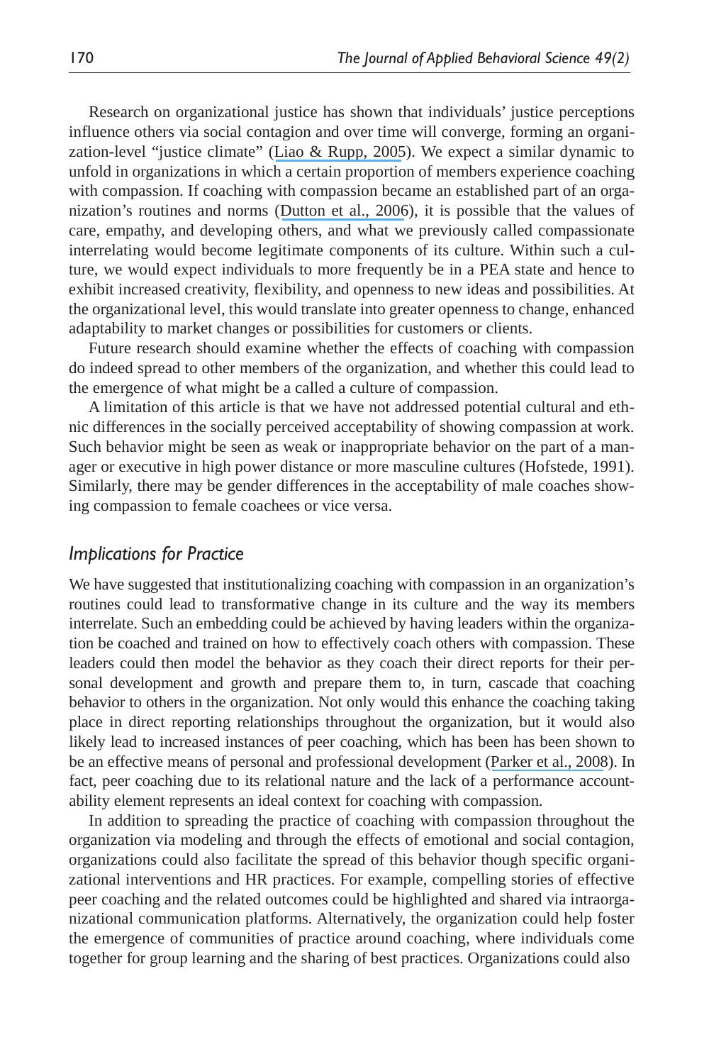Research on organizational justice has shown that individuals' justice perceptions influence others via social contagion and over time will converge, forming an organization-level "justice climate" (Liao & Rupp, 2005). We expect a similar dynamic to unfold in organizations in which a certain proportion of members experience coaching with compassion. If coaching with compassion became an established part of an organization's routines and norms (Dutton et al., 2006), it is possible that the values of care, empathy, and developing others, and what we previously called compassionate interrelating would become legitimate components of its culture. Within such a culture, we would expect individuals to more frequently be in a PEA state and hence to exhibit increased creativity, flexibility, and openness to new ideas and possibilities. At the organizational level, this would translate into greater openness to change, enhanced adaptability to market changes or possibilities for customers or clients.

Future research should examine whether the effects of coaching with compassion do indeed spread to other members of the organization, and whether this could lead to the emergence of what might be a called a culture of compassion.

A limitation of this article is that we have not addressed potential cultural and ethnic differences in the socially perceived acceptability of showing compassion at work. Such behavior might be seen as weak or inappropriate behavior on the part of a manager or executive in high power distance or more masculine cultures (Hofstede, 1991). Similarly, there may be gender differences in the acceptability of male coaches showing compassion to female coachees or vice versa.

### *Implications for Practice*

We have suggested that institutionalizing coaching with compassion in an organization's routines could lead to transformative change in its culture and the way its members interrelate. Such an embedding could be achieved by having leaders within the organization be coached and trained on how to effectively coach others with compassion. These leaders could then model the behavior as they coach their direct reports for their personal development and growth and prepare them to, in turn, cascade that coaching behavior to others in the organization. Not only would this enhance the coaching taking place in direct reporting relationships throughout the organization, but it would also likely lead to increased instances of peer coaching, which has been has been shown to be an effective means of personal and professional development (Parker et al., 2008). In fact, peer coaching due to its relational nature and the lack of a performance accountability element represents an ideal context for coaching with compassion.

In addition to spreading the practice of coaching with compassion throughout the organization via modeling and through the effects of emotional and social contagion, organizations could also facilitate the spread of this behavior though specific organizational interventions and HR practices. For example, compelling stories of effective peer coaching and the related outcomes could be highlighted and shared via intraorganizational communication platforms. Alternatively, the organization could help foster the emergence of communities of practice around coaching, where individuals come together for group learning and the sharing of best practices. Organizations could also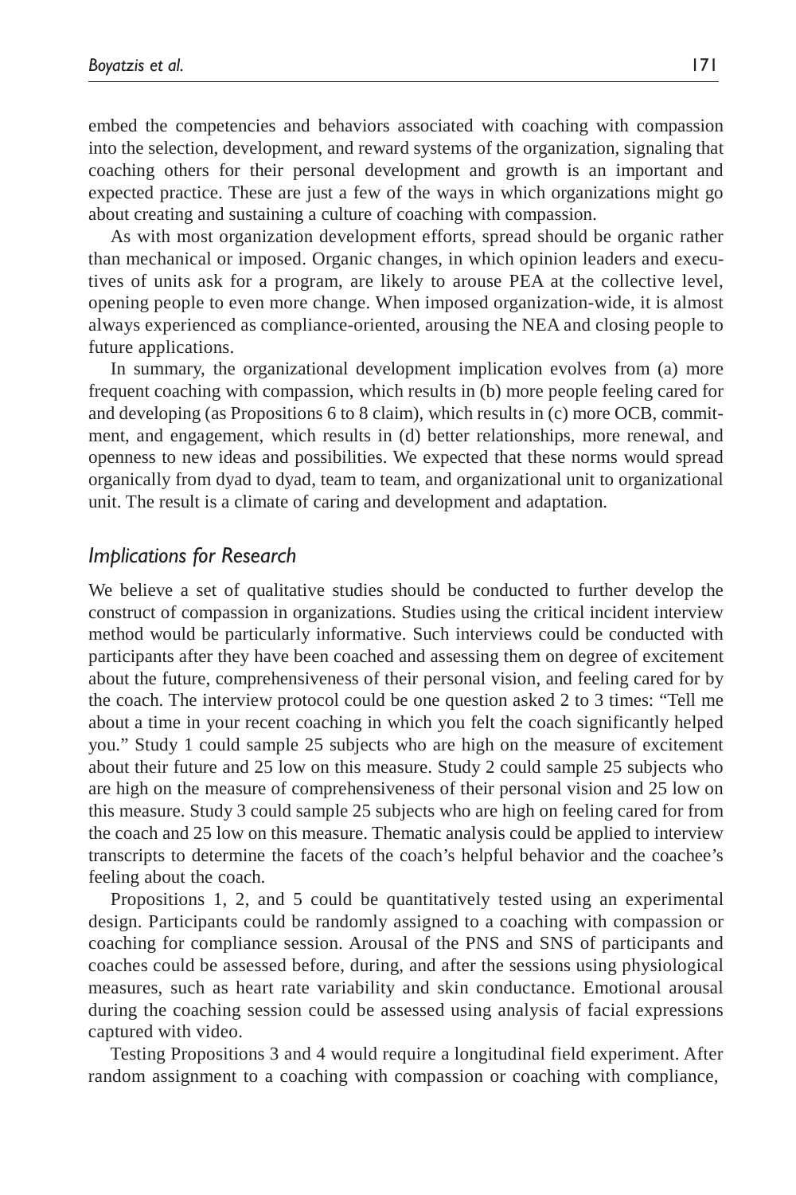embed the competencies and behaviors associated with coaching with compassion into the selection, development, and reward systems of the organization, signaling that coaching others for their personal development and growth is an important and expected practice. These are just a few of the ways in which organizations might go about creating and sustaining a culture of coaching with compassion.

As with most organization development efforts, spread should be organic rather than mechanical or imposed. Organic changes, in which opinion leaders and executives of units ask for a program, are likely to arouse PEA at the collective level, opening people to even more change. When imposed organization-wide, it is almost always experienced as compliance-oriented, arousing the NEA and closing people to future applications.

In summary, the organizational development implication evolves from (a) more frequent coaching with compassion, which results in (b) more people feeling cared for and developing (as Propositions 6 to 8 claim), which results in (c) more OCB, commitment, and engagement, which results in (d) better relationships, more renewal, and openness to new ideas and possibilities. We expected that these norms would spread organically from dyad to dyad, team to team, and organizational unit to organizational unit. The result is a climate of caring and development and adaptation.

### *Implications for Research*

We believe a set of qualitative studies should be conducted to further develop the construct of compassion in organizations. Studies using the critical incident interview method would be particularly informative. Such interviews could be conducted with participants after they have been coached and assessing them on degree of excitement about the future, comprehensiveness of their personal vision, and feeling cared for by the coach. The interview protocol could be one question asked 2 to 3 times: "Tell me about a time in your recent coaching in which you felt the coach significantly helped you." Study 1 could sample 25 subjects who are high on the measure of excitement about their future and 25 low on this measure. Study 2 could sample 25 subjects who are high on the measure of comprehensiveness of their personal vision and 25 low on this measure. Study 3 could sample 25 subjects who are high on feeling cared for from the coach and 25 low on this measure. Thematic analysis could be applied to interview transcripts to determine the facets of the coach's helpful behavior and the coachee's feeling about the coach.

Propositions 1, 2, and 5 could be quantitatively tested using an experimental design. Participants could be randomly assigned to a coaching with compassion or coaching for compliance session. Arousal of the PNS and SNS of participants and coaches could be assessed before, during, and after the sessions using physiological measures, such as heart rate variability and skin conductance. Emotional arousal during the coaching session could be assessed using analysis of facial expressions captured with video.

Testing Propositions 3 and 4 would require a longitudinal field experiment. After random assignment to a coaching with compassion or coaching with compliance,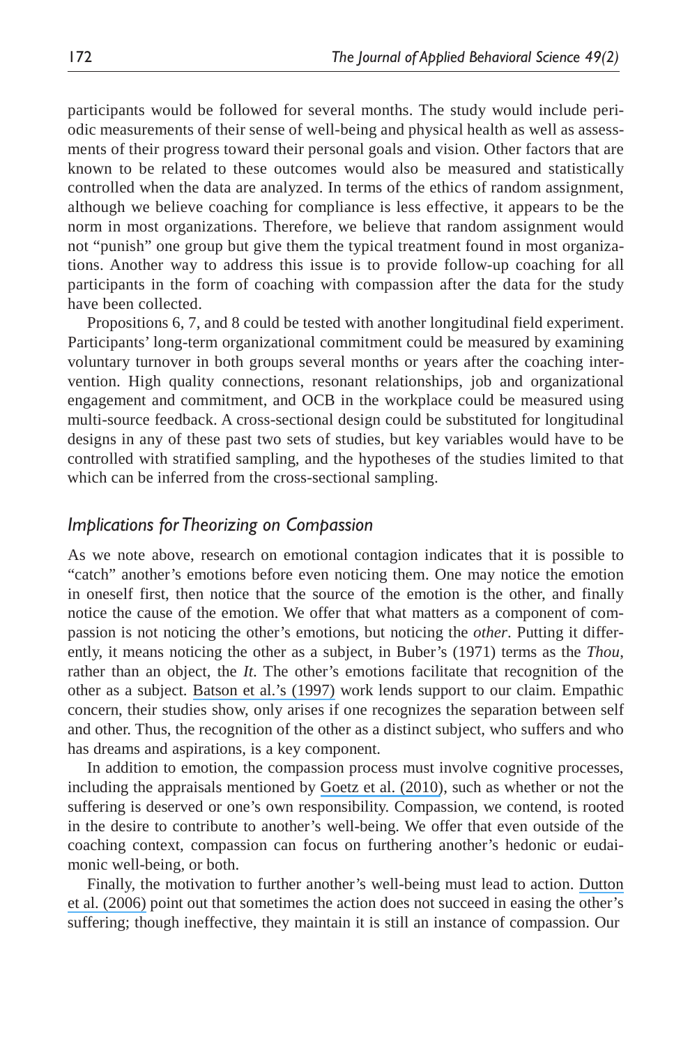participants would be followed for several months. The study would include periodic measurements of their sense of well-being and physical health as well as assessments of their progress toward their personal goals and vision. Other factors that are known to be related to these outcomes would also be measured and statistically controlled when the data are analyzed. In terms of the ethics of random assignment, although we believe coaching for compliance is less effective, it appears to be the norm in most organizations. Therefore, we believe that random assignment would not "punish" one group but give them the typical treatment found in most organizations. Another way to address this issue is to provide follow-up coaching for all participants in the form of coaching with compassion after the data for the study have been collected.

Propositions 6, 7, and 8 could be tested with another longitudinal field experiment. Participants' long-term organizational commitment could be measured by examining voluntary turnover in both groups several months or years after the coaching intervention. High quality connections, resonant relationships, job and organizational engagement and commitment, and OCB in the workplace could be measured using multi-source feedback. A cross-sectional design could be substituted for longitudinal designs in any of these past two sets of studies, but key variables would have to be controlled with stratified sampling, and the hypotheses of the studies limited to that which can be inferred from the cross-sectional sampling.

## *Implications for Theorizing on Compassion*

As we note above, research on emotional contagion indicates that it is possible to "catch" another's emotions before even noticing them. One may notice the emotion in oneself first, then notice that the source of the emotion is the other, and finally notice the cause of the emotion. We offer that what matters as a component of compassion is not noticing the other's emotions, but noticing the *other*. Putting it differently, it means noticing the other as a subject, in Buber's (1971) terms as the *Thou*, rather than an object, the *It*. The other's emotions facilitate that recognition of the other as a subject. Batson et al.'s (1997) work lends support to our claim. Empathic concern, their studies show, only arises if one recognizes the separation between self and other. Thus, the recognition of the other as a distinct subject, who suffers and who has dreams and aspirations, is a key component.

In addition to emotion, the compassion process must involve cognitive processes, including the appraisals mentioned by Goetz et al. (2010), such as whether or not the suffering is deserved or one's own responsibility. Compassion, we contend, is rooted in the desire to contribute to another's well-being. We offer that even outside of the coaching context, compassion can focus on furthering another's hedonic or eudaimonic well-being, or both.

Finally, the motivation to further another's well-being must lead to action. Dutton et al. (2006) point out that sometimes the action does not succeed in easing the other's suffering; though ineffective, they maintain it is still an instance of compassion. Our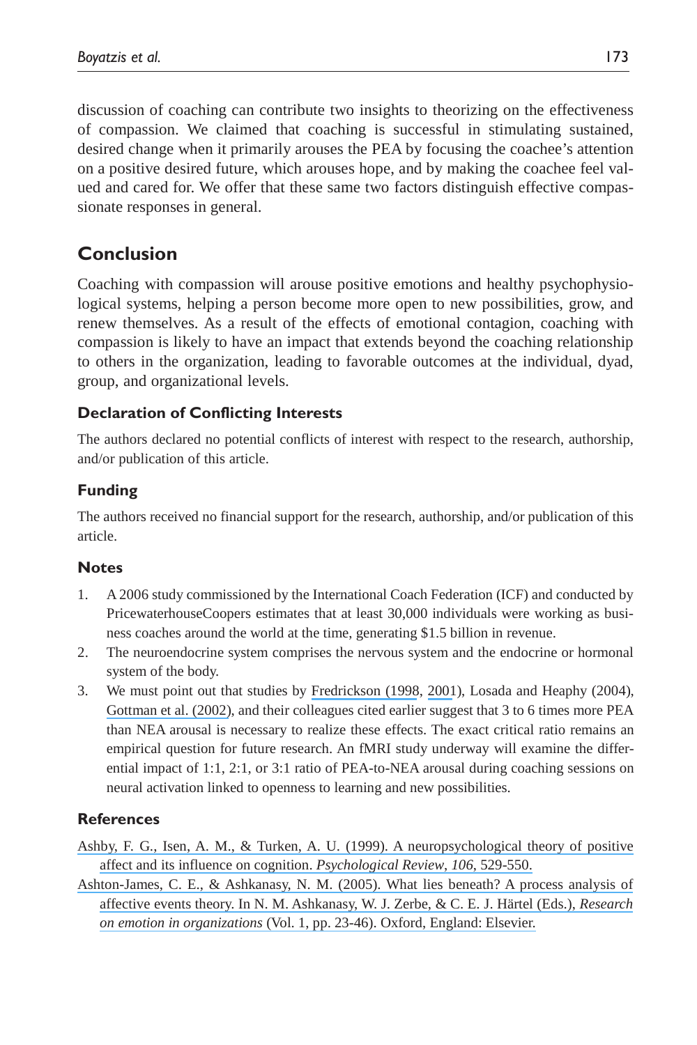discussion of coaching can contribute two insights to theorizing on the effectiveness of compassion. We claimed that coaching is successful in stimulating sustained, desired change when it primarily arouses the PEA by focusing the coachee's attention on a positive desired future, which arouses hope, and by making the coachee feel valued and cared for. We offer that these same two factors distinguish effective compassionate responses in general.

## Conclusion

Coaching with compassion will arouse positive emotions and healthy psychophysiological systems, helping a person become more open to new possibilities, grow, and renew themselves. As a result of the effects of emotional contagion, coaching with compassion is likely to have an impact that extends beyond the coaching relationship to others in the organization, leading to favorable outcomes at the individual, dyad, group, and organizational levels.

### Declaration of Conflicting Interests

The authors declared no potential conflicts of interest with respect to the research, authorship, and/or publication of this article.

### Funding

The authors received no financial support for the research, authorship, and/or publication of this article.

### Notes

1. A 2006 study commissioned by the International Coach Federation (ICF) and conducted by PricewaterhouseCoopers estimates that at least 30,000 individuals were working as business coaches around the world at the time, generating $1.5 billion in revenue.
2. The neuroendocrine system comprises the nervous system and the endocrine or hormonal system of the body.
3. We must point out that studies by Fredrickson (1998, 2001), Losada and Heaphy (2004), Gottman et al. (2002), and their colleagues cited earlier suggest that 3 to 6 times more PEA than NEA arousal is necessary to realize these effects. The exact critical ratio remains an empirical question for future research. An fMRI study underway will examine the differential impact of 1:1, 2:1, or 3:1 ratio of PEA-to-NEA arousal during coaching sessions on neural activation linked to openness to learning and new possibilities.

### References

Ashby, F. G., Isen, A. M., & Turken, A. U. (1999). A neuropsychological theory of positive affect and its influence on cognition. *Psychological Review*, *106*, 529-550.

Ashton-James, C. E., & Ashkanasy, N. M. (2005). What lies beneath? A process analysis of affective events theory. In N. M. Ashkanasy, W. J. Zerbe, & C. E. J. Härtel (Eds.), *Research on emotion in organizations* (Vol. 1, pp. 23-46). Oxford, England: Elsevier.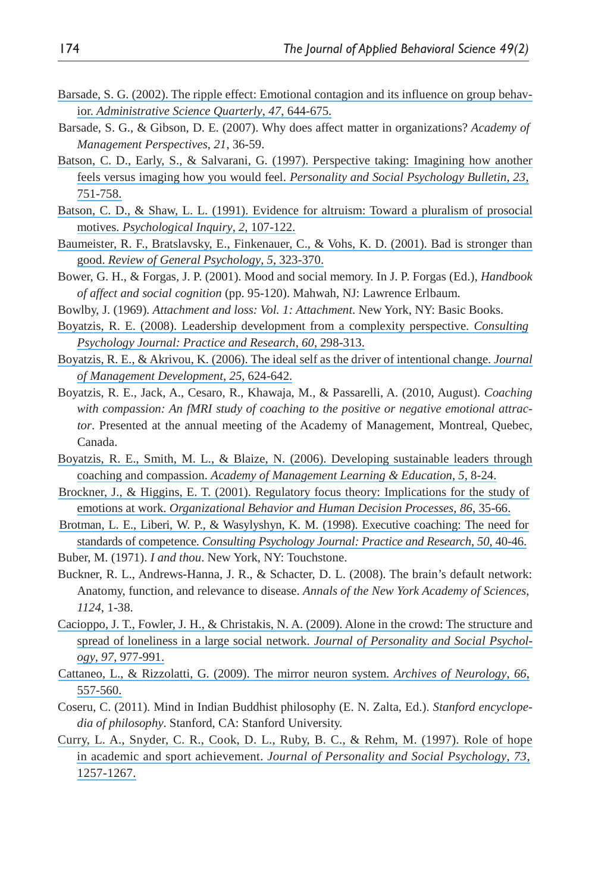Barsade, S. G. (2002). The ripple effect: Emotional contagion and its influence on group behavior. *Administrative Science Quarterly*, *47*, 644-675.

Barsade, S. G., & Gibson, D. E. (2007). Why does affect matter in organizations? *Academy of Management Perspectives*, *21*, 36-59.

Batson, C. D., Early, S., & Salvarani, G. (1997). Perspective taking: Imagining how another feels versus imaging how you would feel. *Personality and Social Psychology Bulletin*, *23*, 751-758.

Batson, C. D., & Shaw, L. L. (1991). Evidence for altruism: Toward a pluralism of prosocial motives. *Psychological Inquiry*, *2*, 107-122.

Baumeister, R. F., Bratslavsky, E., Finkenauer, C., & Vohs, K. D. (2001). Bad is stronger than good. *Review of General Psychology*, *5*, 323-370.

Bower, G. H., & Forgas, J. P. (2001). Mood and social memory. In J. P. Forgas (Ed.), *Handbook of affect and social cognition* (pp. 95-120). Mahwah, NJ: Lawrence Erlbaum.

Bowlby, J. (1969). *Attachment and loss: Vol. 1: Attachment*. New York, NY: Basic Books.

Boyatzis, R. E. (2008). Leadership development from a complexity perspective. *Consulting Psychology Journal: Practice and Research*, *60*, 298-313.

Boyatzis, R. E., & Akrivou, K. (2006). The ideal self as the driver of intentional change. *Journal of Management Development*, *25*, 624-642.

Boyatzis, R. E., Jack, A., Cesaro, R., Khawaja, M., & Passarelli, A. (2010, August). *Coaching with compassion: An fMRI study of coaching to the positive or negative emotional attractor*. Presented at the annual meeting of the Academy of Management, Montreal, Quebec, Canada.

Boyatzis, R. E., Smith, M. L., & Blaize, N. (2006). Developing sustainable leaders through coaching and compassion. *Academy of Management Learning & Education*, *5*, 8-24.

Brockner, J., & Higgins, E. T. (2001). Regulatory focus theory: Implications for the study of emotions at work. *Organizational Behavior and Human Decision Processes*, *86*, 35-66.

Brotman, L. E., Liberi, W. P., & Wasylyshyn, K. M. (1998). Executive coaching: The need for standards of competence. *Consulting Psychology Journal: Practice and Research*, *50*, 40-46.

Buber, M. (1971). *I and thou*. New York, NY: Touchstone.

Buckner, R. L., Andrews-Hanna, J. R., & Schacter, D. L. (2008). The brain's default network: Anatomy, function, and relevance to disease. *Annals of the New York Academy of Sciences*, *1124*, 1-38.

Cacioppo, J. T., Fowler, J. H., & Christakis, N. A. (2009). Alone in the crowd: The structure and spread of loneliness in a large social network. *Journal of Personality and Social Psychology*, *97*, 977-991.

Cattaneo, L., & Rizzolatti, G. (2009). The mirror neuron system. *Archives of Neurology*, *66*, 557-560.

Coseru, C. (2011). Mind in Indian Buddhist philosophy (E. N. Zalta, Ed.). *Stanford encyclopedia of philosophy*. Stanford, CA: Stanford University.

Curry, L. A., Snyder, C. R., Cook, D. L., Ruby, B. C., & Rehm, M. (1997). Role of hope in academic and sport achievement. *Journal of Personality and Social Psychology*, *73*, 1257-1267.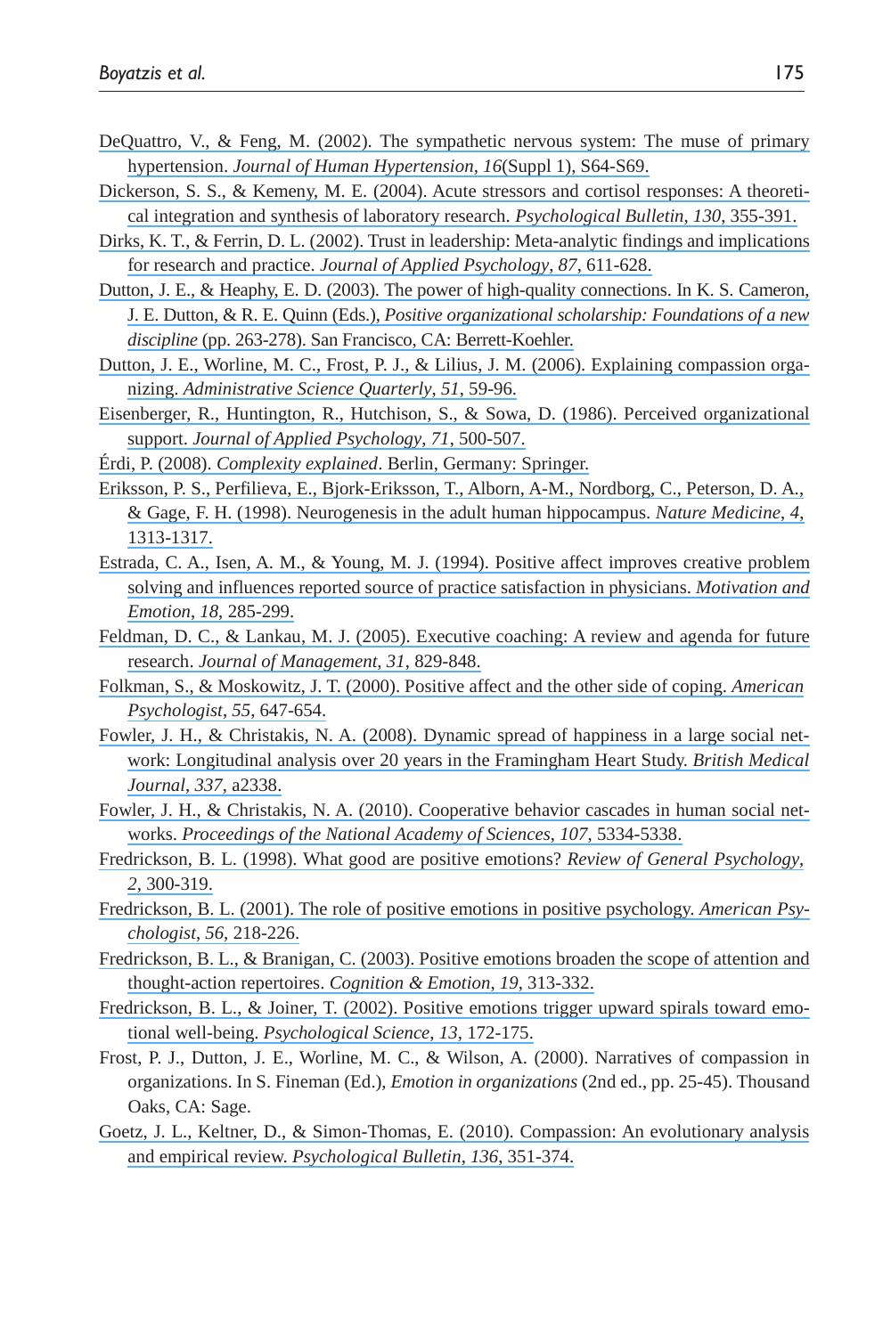DeQuattro, V., & Feng, M. (2002). The sympathetic nervous system: The muse of primary hypertension. *Journal of Human Hypertension*, *16*(Suppl 1), S64-S69.

Dickerson, S. S., & Kemeny, M. E. (2004). Acute stressors and cortisol responses: A theoretical integration and synthesis of laboratory research. *Psychological Bulletin*, *130*, 355-391.

Dirks, K. T., & Ferrin, D. L. (2002). Trust in leadership: Meta-analytic findings and implications for research and practice. *Journal of Applied Psychology*, *87*, 611-628.

Dutton, J. E., & Heaphy, E. D. (2003). The power of high-quality connections. In K. S. Cameron, J. E. Dutton, & R. E. Quinn (Eds.), *Positive organizational scholarship: Foundations of a new discipline* (pp. 263-278). San Francisco, CA: Berrett-Koehler.

Dutton, J. E., Worline, M. C., Frost, P. J., & Lilius, J. M. (2006). Explaining compassion organizing. *Administrative Science Quarterly*, *51*, 59-96.

Eisenberger, R., Huntington, R., Hutchison, S., & Sowa, D. (1986). Perceived organizational support. *Journal of Applied Psychology*, *71*, 500-507.

Érdi, P. (2008). *Complexity explained*. Berlin, Germany: Springer.

Eriksson, P. S., Perfilieva, E., Bjork-Eriksson, T., Alborn, A-M., Nordborg, C., Peterson, D. A., & Gage, F. H. (1998). Neurogenesis in the adult human hippocampus. *Nature Medicine*, *4*, 1313-1317.

Estrada, C. A., Isen, A. M., & Young, M. J. (1994). Positive affect improves creative problem solving and influences reported source of practice satisfaction in physicians. *Motivation and Emotion*, *18*, 285-299.

Feldman, D. C., & Lankau, M. J. (2005). Executive coaching: A review and agenda for future research. *Journal of Management*, *31*, 829-848.

Folkman, S., & Moskowitz, J. T. (2000). Positive affect and the other side of coping. *American Psychologist*, *55*, 647-654.

Fowler, J. H., & Christakis, N. A. (2008). Dynamic spread of happiness in a large social network: Longitudinal analysis over 20 years in the Framingham Heart Study. *British Medical Journal*, *337*, a2338.

Fowler, J. H., & Christakis, N. A. (2010). Cooperative behavior cascades in human social networks. *Proceedings of the National Academy of Sciences*, *107*, 5334-5338.

Fredrickson, B. L. (1998). What good are positive emotions? *Review of General Psychology*, *2*, 300-319.

Fredrickson, B. L. (2001). The role of positive emotions in positive psychology. *American Psychologist*, *56*, 218-226.

Fredrickson, B. L., & Branigan, C. (2003). Positive emotions broaden the scope of attention and thought-action repertoires. *Cognition & Emotion*, *19*, 313-332.

Fredrickson, B. L., & Joiner, T. (2002). Positive emotions trigger upward spirals toward emotional well-being. *Psychological Science*, *13*, 172-175.

Frost, P. J., Dutton, J. E., Worline, M. C., & Wilson, A. (2000). Narratives of compassion in organizations. In S. Fineman (Ed.), *Emotion in organizations* (2nd ed., pp. 25-45). Thousand Oaks, CA: Sage.

Goetz, J. L., Keltner, D., & Simon-Thomas, E. (2010). Compassion: An evolutionary analysis and empirical review. *Psychological Bulletin*, *136*, 351-374.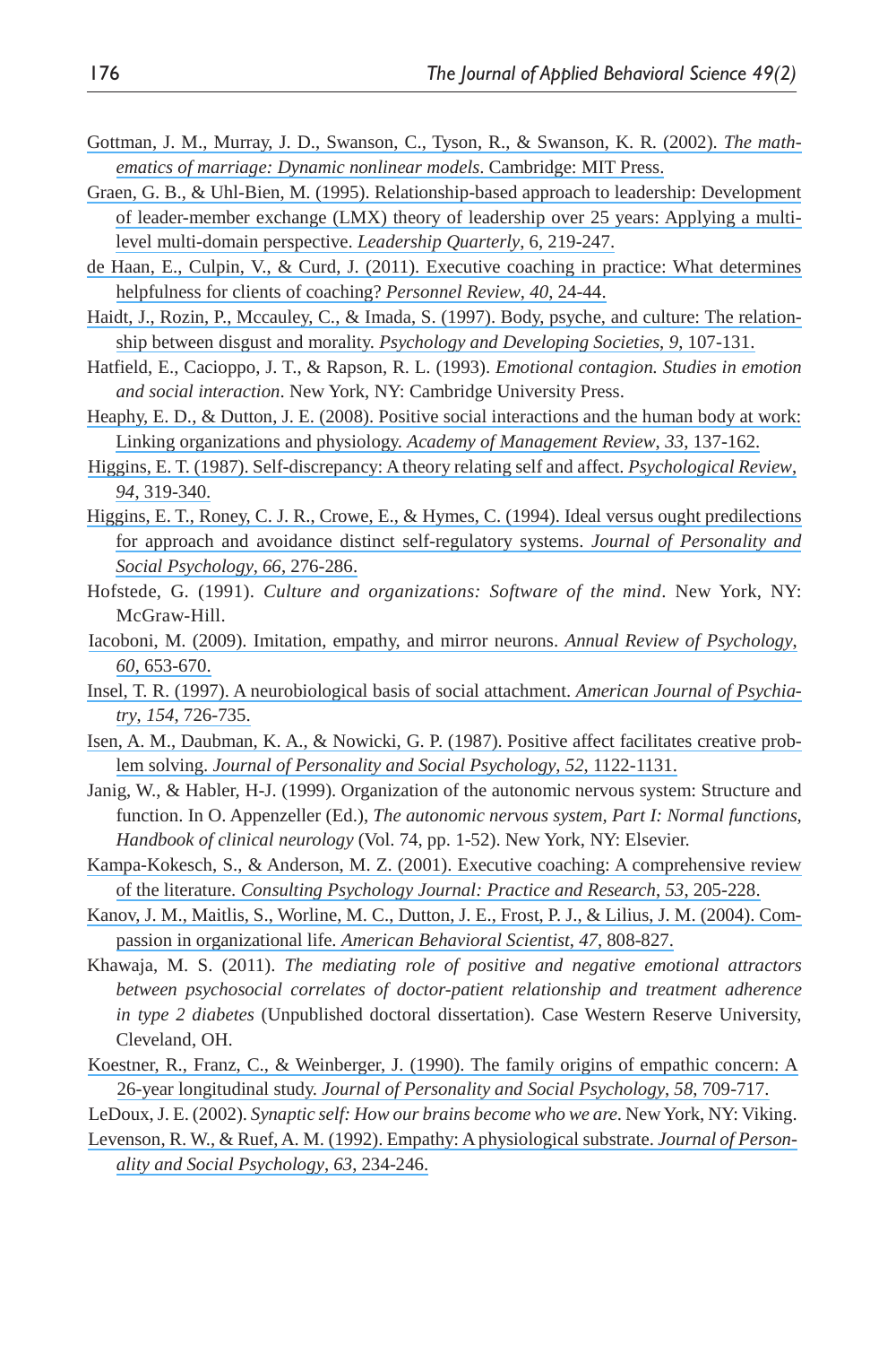Gottman, J. M., Murray, J. D., Swanson, C., Tyson, R., & Swanson, K. R. (2002). *The mathematics of marriage: Dynamic nonlinear models*. Cambridge: MIT Press.

Graen, G. B., & Uhl-Bien, M. (1995). Relationship-based approach to leadership: Development of leader-member exchange (LMX) theory of leadership over 25 years: Applying a multi-level multi-domain perspective. *Leadership Quarterly*, 6, 219-247.

de Haan, E., Culpin, V., & Curd, J. (2011). Executive coaching in practice: What determines helpfulness for clients of coaching? *Personnel Review*, *40*, 24-44.

Haidt, J., Rozin, P., Mccauley, C., & Imada, S. (1997). Body, psyche, and culture: The relationship between disgust and morality. *Psychology and Developing Societies*, *9*, 107-131.

Hatfield, E., Cacioppo, J. T., & Rapson, R. L. (1993). *Emotional contagion. Studies in emotion and social interaction*. New York, NY: Cambridge University Press.

Heaphy, E. D., & Dutton, J. E. (2008). Positive social interactions and the human body at work: Linking organizations and physiology. *Academy of Management Review*, *33*, 137-162.

Higgins, E. T. (1987). Self-discrepancy: A theory relating self and affect. *Psychological Review*, *94*, 319-340.

Higgins, E. T., Roney, C. J. R., Crowe, E., & Hymes, C. (1994). Ideal versus ought predilections for approach and avoidance distinct self-regulatory systems. *Journal of Personality and Social Psychology*, *66*, 276-286.

Hofstede, G. (1991). *Culture and organizations: Software of the mind*. New York, NY: McGraw-Hill.

Iacoboni, M. (2009). Imitation, empathy, and mirror neurons. *Annual Review of Psychology*, *60*, 653-670.

Insel, T. R. (1997). A neurobiological basis of social attachment. *American Journal of Psychiatry*, *154*, 726-735.

Isen, A. M., Daubman, K. A., & Nowicki, G. P. (1987). Positive affect facilitates creative problem solving. *Journal of Personality and Social Psychology*, *52*, 1122-1131.

Janig, W., & Habler, H-J. (1999). Organization of the autonomic nervous system: Structure and function. In O. Appenzeller (Ed.), *The autonomic nervous system, Part I: Normal functions, Handbook of clinical neurology* (Vol. 74, pp. 1-52). New York, NY: Elsevier.

Kampa-Kokesch, S., & Anderson, M. Z. (2001). Executive coaching: A comprehensive review of the literature. *Consulting Psychology Journal: Practice and Research*, *53*, 205-228.

Kanov, J. M., Maitlis, S., Worline, M. C., Dutton, J. E., Frost, P. J., & Lilius, J. M. (2004). Compassion in organizational life. *American Behavioral Scientist*, *47*, 808-827.

Khawaja, M. S. (2011). *The mediating role of positive and negative emotional attractors between psychosocial correlates of doctor-patient relationship and treatment adherence in type 2 diabetes* (Unpublished doctoral dissertation). Case Western Reserve University, Cleveland, OH.

Koestner, R., Franz, C., & Weinberger, J. (1990). The family origins of empathic concern: A 26-year longitudinal study. *Journal of Personality and Social Psychology*, *58*, 709-717.

LeDoux, J. E. (2002). *Synaptic self: How our brains become who we are*. New York, NY: Viking.

Levenson, R. W., & Ruef, A. M. (1992). Empathy: A physiological substrate. *Journal of Personality and Social Psychology*, *63*, 234-246.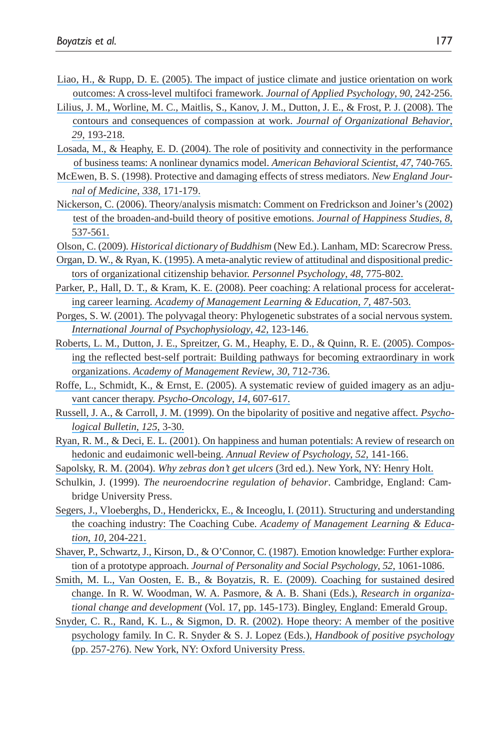Liao, H., & Rupp, D. E. (2005). The impact of justice climate and justice orientation on work outcomes: A cross-level multifoci framework. *Journal of Applied Psychology*, *90*, 242-256.

Lilius, J. M., Worline, M. C., Maitlis, S., Kanov, J. M., Dutton, J. E., & Frost, P. J. (2008). The contours and consequences of compassion at work. *Journal of Organizational Behavior*, *29*, 193-218.

Losada, M., & Heaphy, E. D. (2004). The role of positivity and connectivity in the performance of business teams: A nonlinear dynamics model. *American Behavioral Scientist*, *47*, 740-765.

McEwen, B. S. (1998). Protective and damaging effects of stress mediators. *New England Journal of Medicine*, *338*, 171-179.

Nickerson, C. (2006). Theory/analysis mismatch: Comment on Fredrickson and Joiner's (2002) test of the broaden-and-build theory of positive emotions. *Journal of Happiness Studies*, *8*, 537-561.

Olson, C. (2009). *Historical dictionary of Buddhism* (New Ed.). Lanham, MD: Scarecrow Press.

Organ, D. W., & Ryan, K. (1995). A meta-analytic review of attitudinal and dispositional predictors of organizational citizenship behavior. *Personnel Psychology*, *48*, 775-802.

Parker, P., Hall, D. T., & Kram, K. E. (2008). Peer coaching: A relational process for accelerating career learning. *Academy of Management Learning & Education*, *7*, 487-503.

Porges, S. W. (2001). The polyvagal theory: Phylogenetic substrates of a social nervous system. *International Journal of Psychophysiology*, *42*, 123-146.

Roberts, L. M., Dutton, J. E., Spreitzer, G. M., Heaphy, E. D., & Quinn, R. E. (2005). Composing the reflected best-self portrait: Building pathways for becoming extraordinary in work organizations. *Academy of Management Review*, *30*, 712-736.

Roffe, L., Schmidt, K., & Ernst, E. (2005). A systematic review of guided imagery as an adjuvant cancer therapy. *Psycho-Oncology*, *14*, 607-617.

Russell, J. A., & Carroll, J. M. (1999). On the bipolarity of positive and negative affect. *Psychological Bulletin*, *125*, 3-30.

Ryan, R. M., & Deci, E. L. (2001). On happiness and human potentials: A review of research on hedonic and eudaimonic well-being. *Annual Review of Psychology*, *52*, 141-166.

Sapolsky, R. M. (2004). *Why zebras don't get ulcers* (3rd ed.). New York, NY: Henry Holt.

Schulkin, J. (1999). *The neuroendocrine regulation of behavior*. Cambridge, England: Cambridge University Press.

Segers, J., Vloeberghs, D., Henderickx, E., & Inceoglu, I. (2011). Structuring and understanding the coaching industry: The Coaching Cube. *Academy of Management Learning & Education*, *10*, 204-221.

Shaver, P., Schwartz, J., Kirson, D., & O'Connor, C. (1987). Emotion knowledge: Further exploration of a prototype approach. *Journal of Personality and Social Psychology*, *52*, 1061-1086.

Smith, M. L., Van Oosten, E. B., & Boyatzis, R. E. (2009). Coaching for sustained desired change. In R. W. Woodman, W. A. Pasmore, & A. B. Shani (Eds.), *Research in organizational change and development* (Vol. 17, pp. 145-173). Bingley, England: Emerald Group.

Snyder, C. R., Rand, K. L., & Sigmon, D. R. (2002). Hope theory: A member of the positive psychology family. In C. R. Snyder & S. J. Lopez (Eds.), *Handbook of positive psychology* (pp. 257-276). New York, NY: Oxford University Press.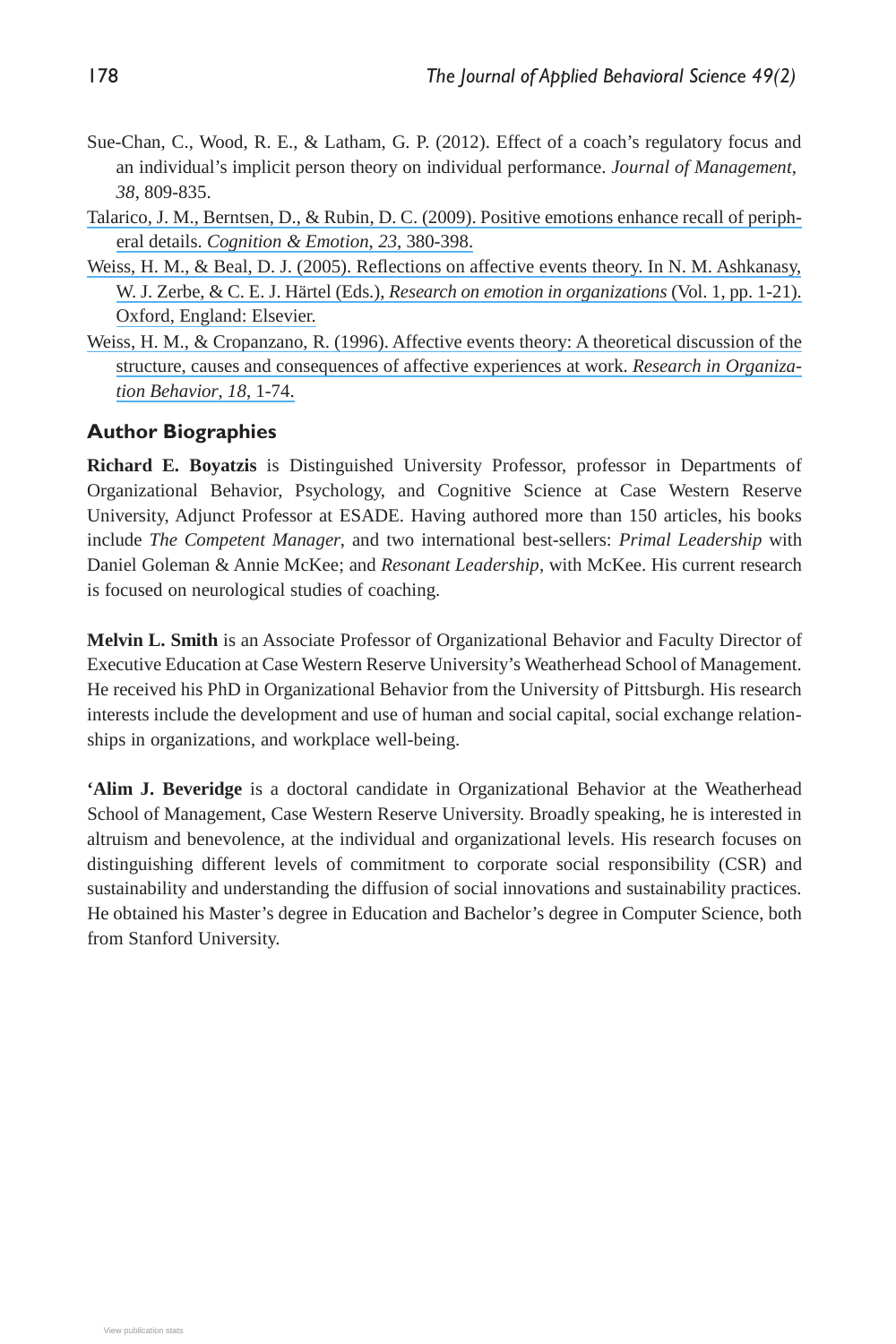Sue-Chan, C., Wood, R. E., & Latham, G. P. (2012). Effect of a coach's regulatory focus and an individual's implicit person theory on individual performance. *Journal of Management*, *38*, 809-835.

Talarico, J. M., Berntsen, D., & Rubin, D. C. (2009). Positive emotions enhance recall of peripheral details. *Cognition & Emotion*, *23*, 380-398.

Weiss, H. M., & Beal, D. J. (2005). Reflections on affective events theory. In N. M. Ashkanasy, W. J. Zerbe, & C. E. J. Härtel (Eds.), *Research on emotion in organizations* (Vol. 1, pp. 1-21). Oxford, England: Elsevier.

Weiss, H. M., & Cropanzano, R. (1996). Affective events theory: A theoretical discussion of the structure, causes and consequences of affective experiences at work. *Research in Organization Behavior*, *18*, 1-74.

## Author Biographies

**Richard E. Boyatzis** is Distinguished University Professor, professor in Departments of Organizational Behavior, Psychology, and Cognitive Science at Case Western Reserve University, Adjunct Professor at ESADE. Having authored more than 150 articles, his books include *The Competent Manager*, and two international best-sellers: *Primal Leadership* with Daniel Goleman & Annie McKee; and *Resonant Leadership*, with McKee. His current research is focused on neurological studies of coaching.

**Melvin L. Smith** is an Associate Professor of Organizational Behavior and Faculty Director of Executive Education at Case Western Reserve University's Weatherhead School of Management. He received his PhD in Organizational Behavior from the University of Pittsburgh. His research interests include the development and use of human and social capital, social exchange relationships in organizations, and workplace well-being.

**'Alim J. Beveridge** is a doctoral candidate in Organizational Behavior at the Weatherhead School of Management, Case Western Reserve University. Broadly speaking, he is interested in altruism and benevolence, at the individual and organizational levels. His research focuses on distinguishing different levels of commitment to corporate social responsibility (CSR) and sustainability and understanding the diffusion of social innovations and sustainability practices. He obtained his Master's degree in Education and Bachelor's degree in Computer Science, both from Stanford University.